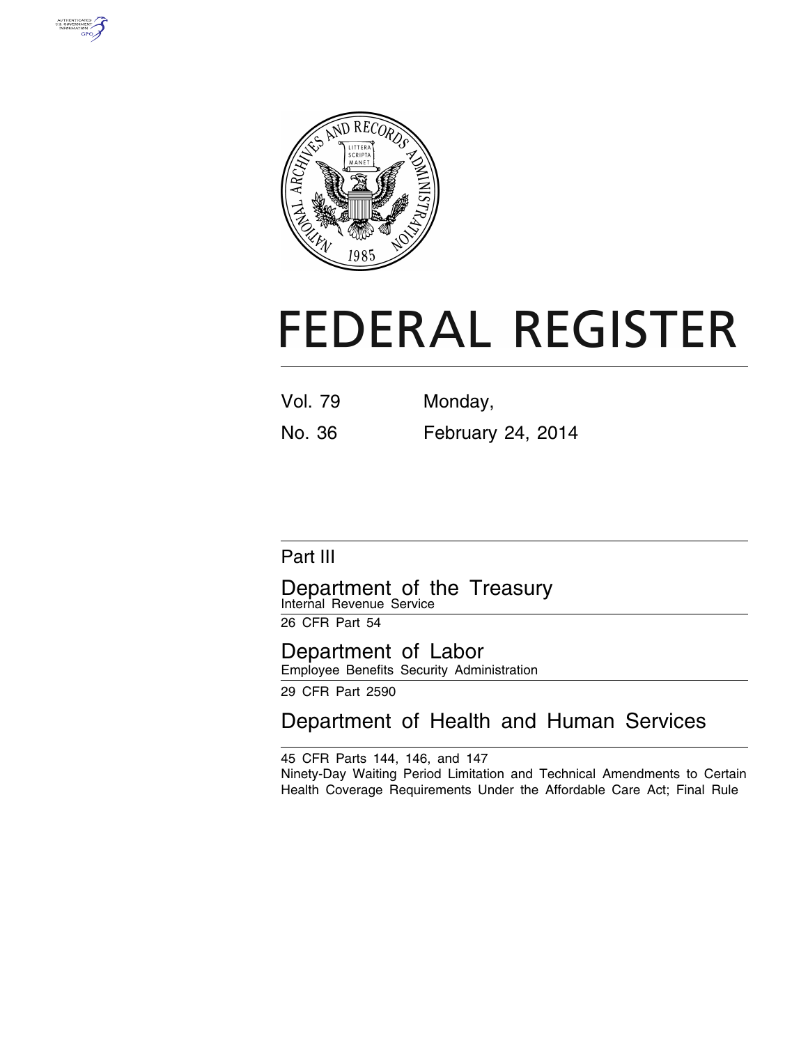# FEDERAL REGISTER

Vol. 79 Monday,

No. 36 February 24, 2014

## Part III

## Department of the Treasury

Internal Revenue Service

26 CFR Part 54

## Department of Labor

Employee Benefits Security Administration

29 CFR Part 2590

## Department of Health and Human Services

45 CFR Parts 144, 146, and 147

Ninety-Day Waiting Period Limitation and Technical Amendments to Certain Health Coverage Requirements Under the Affordable Care Act; Final Rule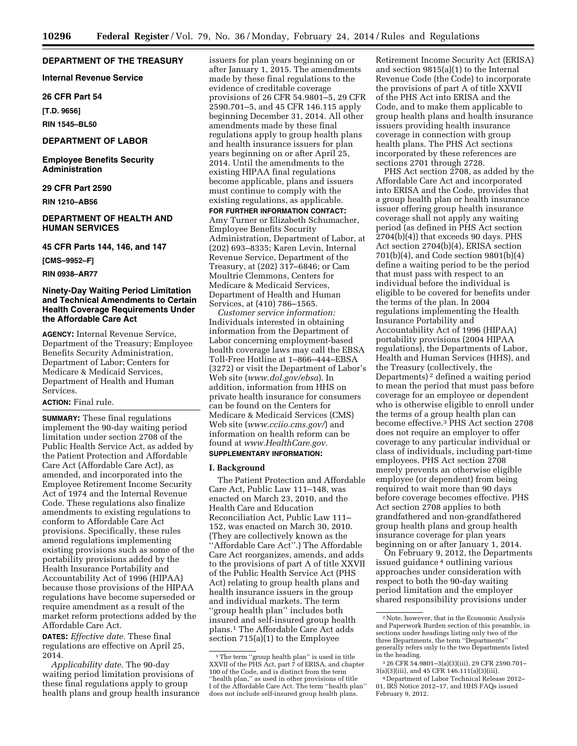## DEPARTMENT OF THE TREASURY

**Internal Revenue Service**

**26 CFR Part 54**

**[T.D. 9656]**

**RIN 1545–BL50**

## DEPARTMENT OF LABOR

**Employee Benefits Security Administration**

**29 CFR Part 2590**

**RIN 1210–AB56**

## DEPARTMENT OF HEALTH AND HUMAN SERVICES

**45 CFR Parts 144, 146, and 147**

**[CMS–9952–F]**

**RIN 0938–AR77**

### Ninety-Day Waiting Period Limitation and Technical Amendments to Certain Health Coverage Requirements Under the Affordable Care Act

**AGENCY:** Internal Revenue Service, Department of the Treasury; Employee Benefits Security Administration, Department of Labor; Centers for Medicare & Medicaid Services, Department of Health and Human Services.

**ACTION:** Final rule.

**SUMMARY:** These final regulations implement the 90-day waiting period limitation under section 2708 of the Public Health Service Act, as added by the Patient Protection and Affordable Care Act (Affordable Care Act), as amended, and incorporated into the Employee Retirement Income Security Act of 1974 and the Internal Revenue Code. These regulations also finalize amendments to existing regulations to conform to Affordable Care Act provisions. Specifically, these rules amend regulations implementing existing provisions such as some of the portability provisions added by the Health Insurance Portability and Accountability Act of 1996 (HIPAA) because those provisions of the HIPAA regulations have become superseded or require amendment as a result of the market reform protections added by the Affordable Care Act.

**DATES:** *Effective date.* These final regulations are effective on April 25, 2014.

*Applicability date.* The 90-day waiting period limitation provisions of these final regulations apply to group health plans and group health insurance issuers for plan years beginning on or after January 1, 2015. The amendments made by these final regulations to the evidence of creditable coverage provisions of 26 CFR 54.9801–5, 29 CFR 2590.701–5, and 45 CFR 146.115 apply beginning December 31, 2014. All other amendments made by these final regulations apply to group health plans and health insurance issuers for plan years beginning on or after April 25, 2014. Until the amendments to the existing HIPAA final regulations become applicable, plans and issuers must continue to comply with the existing regulations, as applicable.

**FOR FURTHER INFORMATION CONTACT:** Amy Turner or Elizabeth Schumacher, Employee Benefits Security Administration, Department of Labor, at (202) 693–8335; Karen Levin, Internal Revenue Service, Department of the Treasury, at (202) 317–6846; or Cam Moultrie Clemmons, Centers for Medicare & Medicaid Services, Department of Health and Human Services, at (410) 786–1565.

*Customer service information:* Individuals interested in obtaining information from the Department of Labor concerning employment-based health coverage laws may call the EBSA Toll-Free Hotline at 1–866–444–EBSA (3272) or visit the Department of Labor's Web site (*www.dol.gov/ebsa*). In addition, information from HHS on private health insurance for consumers can be found on the Centers for Medicare & Medicaid Services (CMS) Web site (*www.cciio.cms.gov/*) and information on health reform can be found at *www.HealthCare.gov*.

**SUPPLEMENTARY INFORMATION:**

### I. Background

The Patient Protection and Affordable Care Act, Public Law 111–148, was enacted on March 23, 2010, and the Health Care and Education Reconciliation Act, Public Law 111–152, was enacted on March 30, 2010. (They are collectively known as the ''Affordable Care Act''.) The Affordable Care Act reorganizes, amends, and adds to the provisions of part A of title XXVII of the Public Health Service Act (PHS Act) relating to group health plans and health insurance issuers in the group and individual markets. The term ''group health plan'' includes both insured and self-insured group health plans.[1] The Affordable Care Act adds section 715(a)(1) to the Employee Retirement Income Security Act (ERISA) and section 9815(a)(1) to the Internal Revenue Code (the Code) to incorporate the provisions of part A of title XXVII of the PHS Act into ERISA and the Code, and to make them applicable to group health plans and health insurance issuers providing health insurance coverage in connection with group health plans. The PHS Act sections incorporated by these references are sections 2701 through 2728.

PHS Act section 2708, as added by the Affordable Care Act and incorporated into ERISA and the Code, provides that a group health plan or health insurance issuer offering group health insurance coverage shall not apply any waiting period (as defined in PHS Act section 2704(b)(4)) that exceeds 90 days. PHS Act section 2704(b)(4), ERISA section 701(b)(4), and Code section 9801(b)(4) define a waiting period to be the period that must pass with respect to an individual before the individual is eligible to be covered for benefits under the terms of the plan. In 2004 regulations implementing the Health Insurance Portability and Accountability Act of 1996 (HIPAA) portability provisions (2004 HIPAA regulations), the Departments of Labor, Health and Human Services (HHS), and the Treasury (collectively, the Departments)[2] defined a waiting period to mean the period that must pass before coverage for an employee or dependent who is otherwise eligible to enroll under the terms of a group health plan can become effective.[3] PHS Act section 2708 does not require an employer to offer coverage to any particular individual or class of individuals, including part-time employees. PHS Act section 2708 merely prevents an otherwise eligible employee (or dependent) from being required to wait more than 90 days before coverage becomes effective. PHS Act section 2708 applies to both grandfathered and non-grandfathered group health plans and group health insurance coverage for plan years beginning on or after January 1, 2014.

On February 9, 2012, the Departments issued guidance[4] outlining various approaches under consideration with respect to both the 90-day waiting period limitation and the employer shared responsibility provisions under

---

[1] The term ''group health plan'' is used in title XXVII of the PHS Act, part 7 of ERISA, and chapter 100 of the Code, and is distinct from the term ''health plan,'' as used in other provisions of title I of the Affordable Care Act. The term ''health plan'' does not include self-insured group health plans.

[2] Note, however, that in the Economic Analysis and Paperwork Burden section of this preamble, in sections under headings listing only two of the three Departments, the term ''Departments'' generally refers only to the two Departments listed in the heading.

[3] 26 CFR 54.9801–3(a)(3)(iii), 29 CFR 2590.701–3(a)(3)(iii), and 45 CFR 146.111(a)(3)(iii).

[4] Department of Labor Technical Release 2012–01, IRS Notice 2012–17, and HHS FAQs issued February 9, 2012.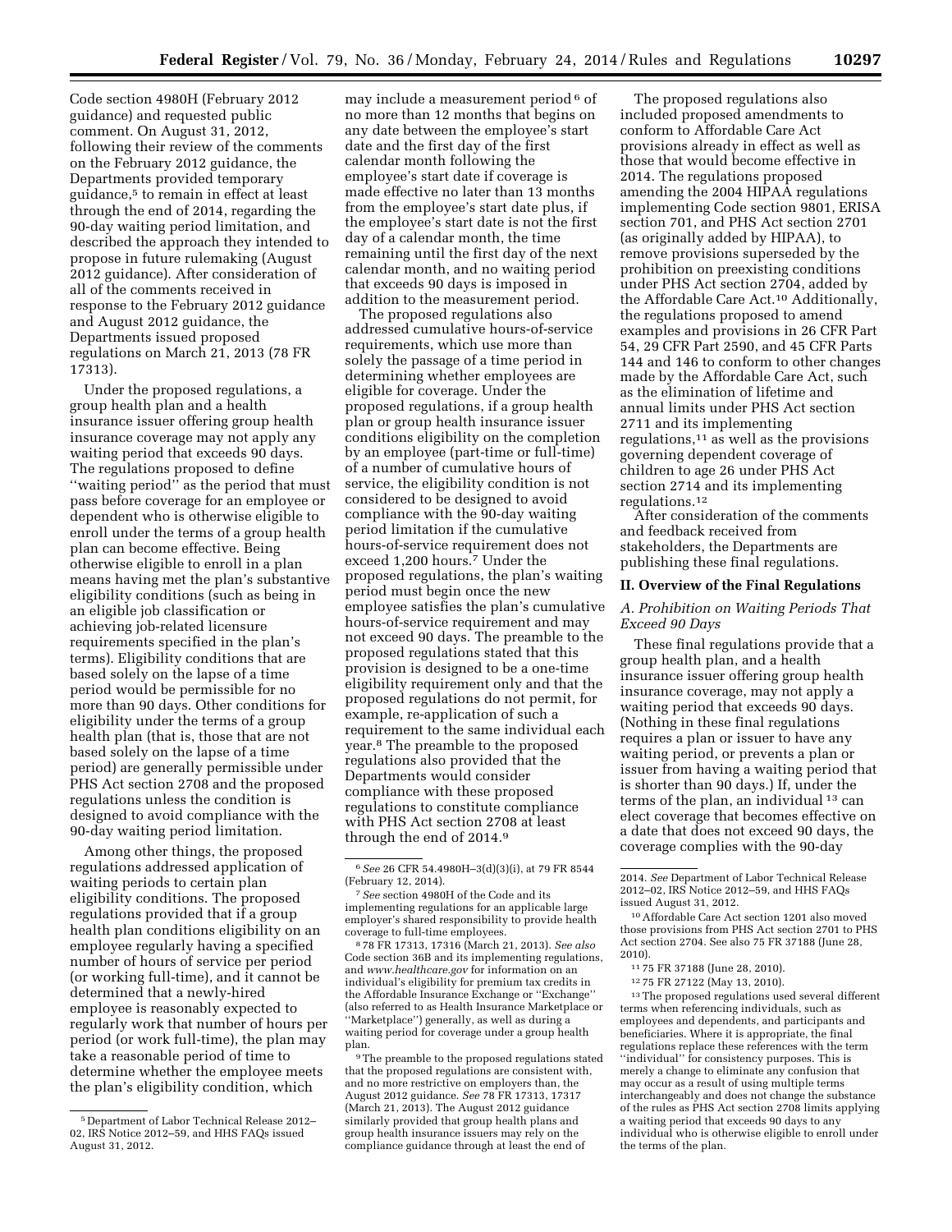Code section 4980H (February 2012 guidance) and requested public comment. On August 31, 2012, following their review of the comments on the February 2012 guidance, the Departments provided temporary guidance,[5] to remain in effect at least through the end of 2014, regarding the 90-day waiting period limitation, and described the approach they intended to propose in future rulemaking (August 2012 guidance). After consideration of all of the comments received in response to the February 2012 guidance and August 2012 guidance, the Departments issued proposed regulations on March 21, 2013 (78 FR 17313).

Under the proposed regulations, a group health plan and a health insurance issuer offering group health insurance coverage may not apply any waiting period that exceeds 90 days. The regulations proposed to define ''waiting period'' as the period that must pass before coverage for an employee or dependent who is otherwise eligible to enroll under the terms of a group health plan can become effective. Being otherwise eligible to enroll in a plan means having met the plan's substantive eligibility conditions (such as being in an eligible job classification or achieving job-related licensure requirements specified in the plan's terms). Eligibility conditions that are based solely on the lapse of a time period would be permissible for no more than 90 days. Other conditions for eligibility under the terms of a group health plan (that is, those that are not based solely on the lapse of a time period) are generally permissible under PHS Act section 2708 and the proposed regulations unless the condition is designed to avoid compliance with the 90-day waiting period limitation.

Among other things, the proposed regulations addressed application of waiting periods to certain plan eligibility conditions. The proposed regulations provided that if a group health plan conditions eligibility on an employee regularly having a specified number of hours of service per period (or working full-time), and it cannot be determined that a newly-hired employee is reasonably expected to regularly work that number of hours per period (or work full-time), the plan may take a reasonable period of time to determine whether the employee meets the plan's eligibility condition, which may include a measurement period[6] of no more than 12 months that begins on any date between the employee's start date and the first day of the first calendar month following the employee's start date if coverage is made effective no later than 13 months from the employee's start date plus, if the employee's start date is not the first day of a calendar month, the time remaining until the first day of the next calendar month, and no waiting period that exceeds 90 days is imposed in addition to the measurement period.

The proposed regulations also addressed cumulative hours-of-service requirements, which use more than solely the passage of a time period in determining whether employees are eligible for coverage. Under the proposed regulations, if a group health plan or group health insurance issuer conditions eligibility on the completion by an employee (part-time or full-time) of a number of cumulative hours of service, the eligibility condition is not considered to be designed to avoid compliance with the 90-day waiting period limitation if the cumulative hours-of-service requirement does not exceed 1,200 hours.[7] Under the proposed regulations, the plan's waiting period must begin once the new employee satisfies the plan's cumulative hours-of-service requirement and may not exceed 90 days. The preamble to the proposed regulations stated that this provision is designed to be a one-time eligibility requirement only and that the proposed regulations do not permit, for example, re-application of such a requirement to the same individual each year.[8] The preamble to the proposed regulations also provided that the Departments would consider compliance with these proposed regulations to constitute compliance with PHS Act section 2708 at least through the end of 2014.[9]

The proposed regulations also included proposed amendments to conform to Affordable Care Act provisions already in effect as well as those that would become effective in 2014. The regulations proposed amending the 2004 HIPAA regulations implementing Code section 9801, ERISA section 701, and PHS Act section 2701 (as originally added by HIPAA), to remove provisions superseded by the prohibition on preexisting conditions under PHS Act section 2704, added by the Affordable Care Act.[10] Additionally, the regulations proposed to amend examples and provisions in 26 CFR Part 54, 29 CFR Part 2590, and 45 CFR Parts 144 and 146 to conform to other changes made by the Affordable Care Act, such as the elimination of lifetime and annual limits under PHS Act section 2711 and its implementing regulations,[11] as well as the provisions governing dependent coverage of children to age 26 under PHS Act section 2714 and its implementing regulations.[12]

After consideration of the comments and feedback received from stakeholders, the Departments are publishing these final regulations.

## II. Overview of the Final Regulations

### *A. Prohibition on Waiting Periods That Exceed 90 Days*

These final regulations provide that a group health plan, and a health insurance issuer offering group health insurance coverage, may not apply a waiting period that exceeds 90 days. (Nothing in these final regulations requires a plan or issuer to have any waiting period, or prevents a plan or issuer from having a waiting period that is shorter than 90 days.) If, under the terms of the plan, an individual[13] can elect coverage that becomes effective on a date that does not exceed 90 days, the coverage complies with the 90-day

---

[5] Department of Labor Technical Release 2012–02, IRS Notice 2012–59, and HHS FAQs issued August 31, 2012.

[6] *See* 26 CFR 54.4980H–3(d)(3)(i), at 79 FR 8544 (February 12, 2014).

[7] *See* section 4980H of the Code and its implementing regulations for an applicable large employer's shared responsibility to provide health coverage to full-time employees.

[8] 78 FR 17313, 17316 (March 21, 2013). *See also* Code section 36B and its implementing regulations, and *www.healthcare.gov* for information on an individual's eligibility for premium tax credits in the Affordable Insurance Exchange or ''Exchange'' (also referred to as Health Insurance Marketplace or ''Marketplace'') generally, as well as during a waiting period for coverage under a group health plan.

[9] The preamble to the proposed regulations stated that the proposed regulations are consistent with, and no more restrictive on employers than, the August 2012 guidance. *See* 78 FR 17313, 17317 (March 21, 2013). The August 2012 guidance similarly provided that group health plans and group health insurance issuers may rely on the compliance guidance through at least the end of 2014. *See* Department of Labor Technical Release 2012–02, IRS Notice 2012–59, and HHS FAQs issued August 31, 2012.

[10] Affordable Care Act section 1201 also moved those provisions from PHS Act section 2701 to PHS Act section 2704. See also 75 FR 37188 (June 28, 2010).

[11] 75 FR 37188 (June 28, 2010).

[12] 75 FR 27122 (May 13, 2010).

[13] The proposed regulations used several different terms when referencing individuals, such as employees and dependents, and participants and beneficiaries. Where it is appropriate, the final regulations replace these references with the term ''individual'' for consistency purposes. This is merely a change to eliminate any confusion that may occur as a result of using multiple terms interchangeably and does not change the substance of the rules as PHS Act section 2708 limits applying a waiting period that exceeds 90 days to any individual who is otherwise eligible to enroll under the terms of the plan.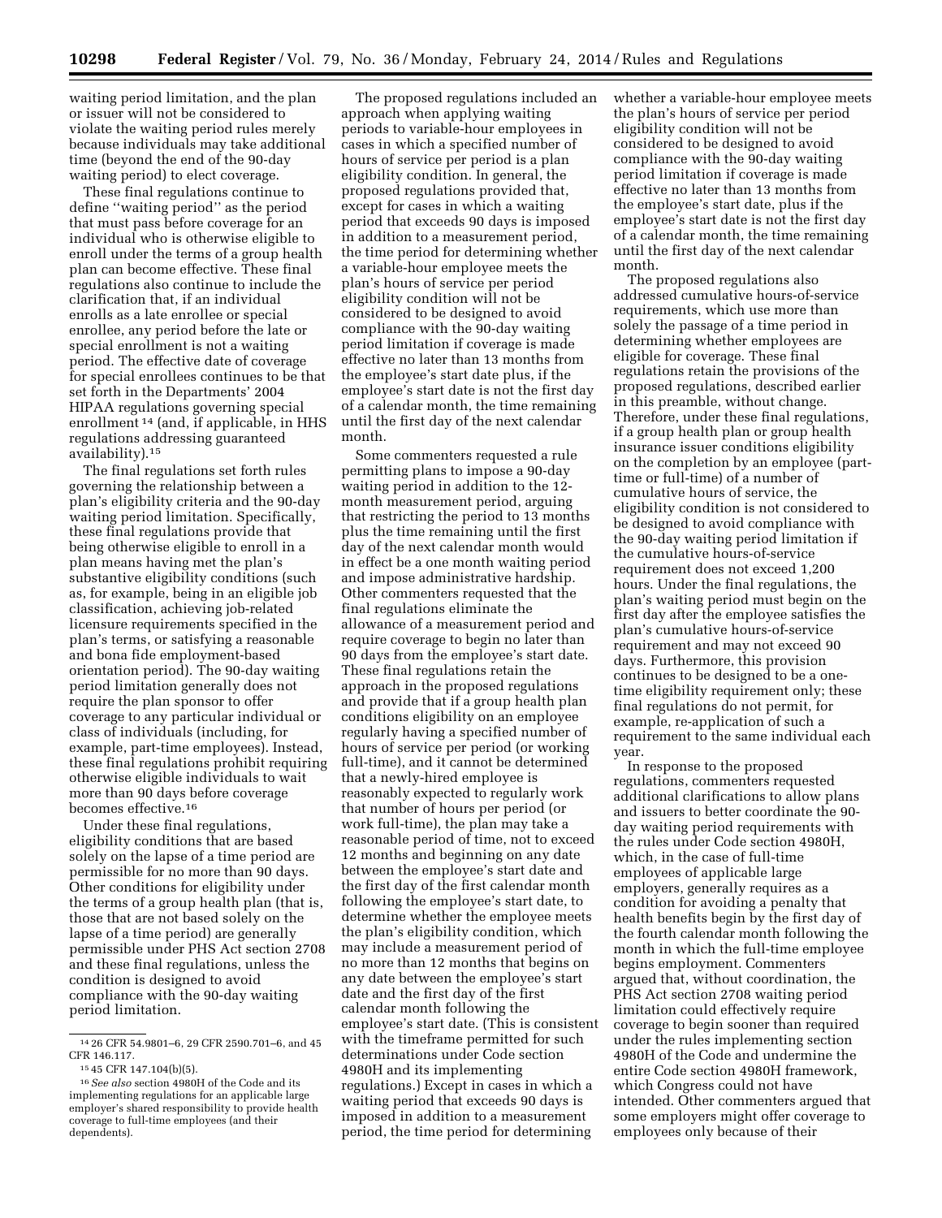waiting period limitation, and the plan or issuer will not be considered to violate the waiting period rules merely because individuals may take additional time (beyond the end of the 90-day waiting period) to elect coverage.

These final regulations continue to define ''waiting period'' as the period that must pass before coverage for an individual who is otherwise eligible to enroll under the terms of a group health plan can become effective. These final regulations also continue to include the clarification that, if an individual enrolls as a late enrollee or special enrollee, any period before the late or special enrollment is not a waiting period. The effective date of coverage for special enrollees continues to be that set forth in the Departments' 2004 HIPAA regulations governing special enrollment[14] (and, if applicable, in HHS regulations addressing guaranteed availability).[15]

The final regulations set forth rules governing the relationship between a plan's eligibility criteria and the 90-day waiting period limitation. Specifically, these final regulations provide that being otherwise eligible to enroll in a plan means having met the plan's substantive eligibility conditions (such as, for example, being in an eligible job classification, achieving job-related licensure requirements specified in the plan's terms, or satisfying a reasonable and bona fide employment-based orientation period). The 90-day waiting period limitation generally does not require the plan sponsor to offer coverage to any particular individual or class of individuals (including, for example, part-time employees). Instead, these final regulations prohibit requiring otherwise eligible individuals to wait more than 90 days before coverage becomes effective.[16]

Under these final regulations, eligibility conditions that are based solely on the lapse of a time period are permissible for no more than 90 days. Other conditions for eligibility under the terms of a group health plan (that is, those that are not based solely on the lapse of a time period) are generally permissible under PHS Act section 2708 and these final regulations, unless the condition is designed to avoid compliance with the 90-day waiting period limitation.

The proposed regulations included an approach when applying waiting periods to variable-hour employees in cases in which a specified number of hours of service per period is a plan eligibility condition. In general, the proposed regulations provided that, except for cases in which a waiting period that exceeds 90 days is imposed in addition to a measurement period, the time period for determining whether a variable-hour employee meets the plan's hours of service per period eligibility condition will not be considered to be designed to avoid compliance with the 90-day waiting period limitation if coverage is made effective no later than 13 months from the employee's start date plus, if the employee's start date is not the first day of a calendar month, the time remaining until the first day of the next calendar month.

Some commenters requested a rule permitting plans to impose a 90-day waiting period in addition to the 12-month measurement period, arguing that restricting the period to 13 months plus the time remaining until the first day of the next calendar month would in effect be a one month waiting period and impose administrative hardship. Other commenters requested that the final regulations eliminate the allowance of a measurement period and require coverage to begin no later than 90 days from the employee's start date. These final regulations retain the approach in the proposed regulations and provide that if a group health plan conditions eligibility on an employee regularly having a specified number of hours of service per period (or working full-time), and it cannot be determined that a newly-hired employee is reasonably expected to regularly work that number of hours per period (or work full-time), the plan may take a reasonable period of time, not to exceed 12 months and beginning on any date between the employee's start date and the first day of the first calendar month following the employee's start date, to determine whether the employee meets the plan's eligibility condition, which may include a measurement period of no more than 12 months that begins on any date between the employee's start date and the first day of the first calendar month following the employee's start date. (This is consistent with the timeframe permitted for such determinations under Code section 4980H and its implementing regulations.) Except in cases in which a waiting period that exceeds 90 days is imposed in addition to a measurement period, the time period for determining whether a variable-hour employee meets the plan's hours of service per period eligibility condition will not be considered to be designed to avoid compliance with the 90-day waiting period limitation if coverage is made effective no later than 13 months from the employee's start date, plus if the employee's start date is not the first day of a calendar month, the time remaining until the first day of the next calendar month.

The proposed regulations also addressed cumulative hours-of-service requirements, which use more than solely the passage of a time period in determining whether employees are eligible for coverage. These final regulations retain the provisions of the proposed regulations, described earlier in this preamble, without change. Therefore, under these final regulations, if a group health plan or group health insurance issuer conditions eligibility on the completion by an employee (part-time or full-time) of a number of cumulative hours of service, the eligibility condition is not considered to be designed to avoid compliance with the 90-day waiting period limitation if the cumulative hours-of-service requirement does not exceed 1,200 hours. Under the final regulations, the plan's waiting period must begin on the first day after the employee satisfies the plan's cumulative hours-of-service requirement and may not exceed 90 days. Furthermore, this provision continues to be designed to be a one-time eligibility requirement only; these final regulations do not permit, for example, re-application of such a requirement to the same individual each year.

In response to the proposed regulations, commenters requested additional clarifications to allow plans and issuers to better coordinate the 90-day waiting period requirements with the rules under Code section 4980H, which, in the case of full-time employees of applicable large employers, generally requires as a condition for avoiding a penalty that health benefits begin by the first day of the fourth calendar month following the month in which the full-time employee begins employment. Commenters argued that, without coordination, the PHS Act section 2708 waiting period limitation could effectively require coverage to begin sooner than required under the rules implementing section 4980H of the Code and undermine the entire Code section 4980H framework, which Congress could not have intended. Other commenters argued that some employers might offer coverage to employees only because of their

---

[14] 26 CFR 54.9801–6, 29 CFR 2590.701–6, and 45 CFR 146.117.

[15] 45 CFR 147.104(b)(5).

[16] *See also* section 4980H of the Code and its implementing regulations for an applicable large employer's shared responsibility to provide health coverage to full-time employees (and their dependents).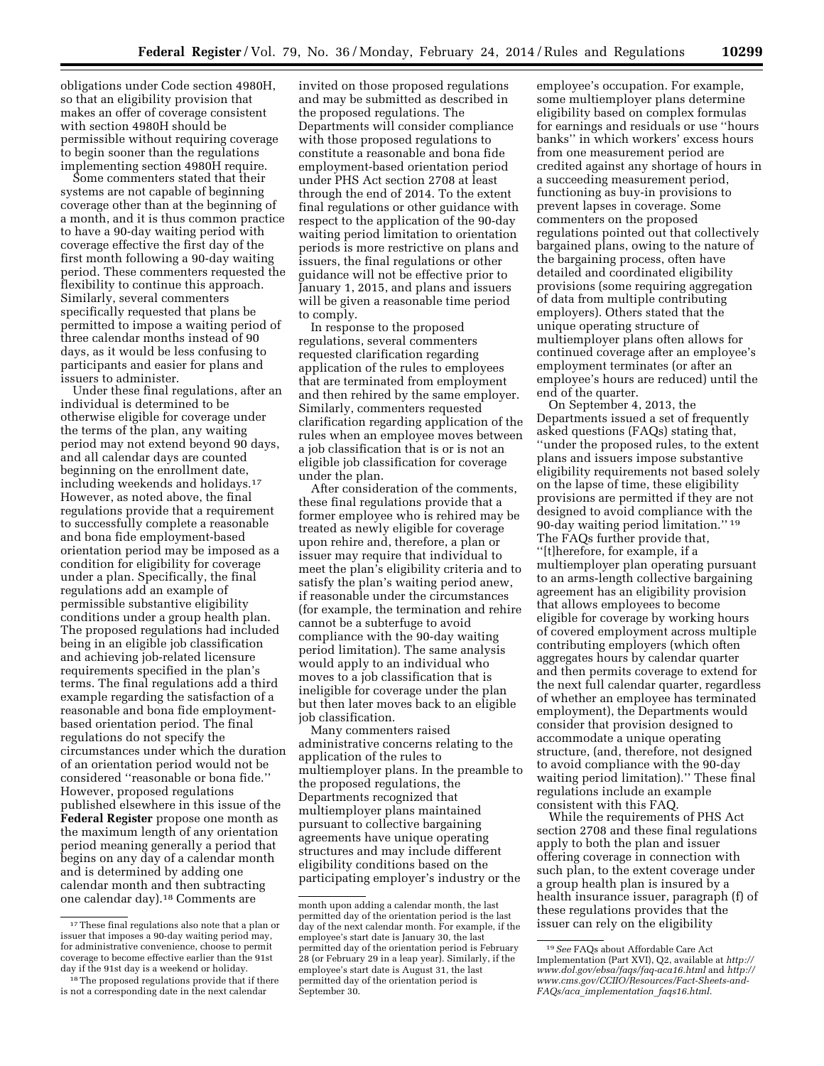obligations under Code section 4980H, so that an eligibility provision that makes an offer of coverage consistent with section 4980H should be permissible without requiring coverage to begin sooner than the regulations implementing section 4980H require.

Some commenters stated that their systems are not capable of beginning coverage other than at the beginning of a month, and it is thus common practice to have a 90-day waiting period with coverage effective the first day of the first month following a 90-day waiting period. These commenters requested the flexibility to continue this approach. Similarly, several commenters specifically requested that plans be permitted to impose a waiting period of three calendar months instead of 90 days, as it would be less confusing to participants and easier for plans and issuers to administer.

Under these final regulations, after an individual is determined to be otherwise eligible for coverage under the terms of the plan, any waiting period may not extend beyond 90 days, and all calendar days are counted beginning on the enrollment date, including weekends and holidays.[17] However, as noted above, the final regulations provide that a requirement to successfully complete a reasonable and bona fide employment-based orientation period may be imposed as a condition for eligibility for coverage under a plan. Specifically, the final regulations add an example of permissible substantive eligibility conditions under a group health plan. The proposed regulations had included being in an eligible job classification and achieving job-related licensure requirements specified in the plan's terms. The final regulations add a third example regarding the satisfaction of a reasonable and bona fide employment-based orientation period. The final regulations do not specify the circumstances under which the duration of an orientation period would not be considered "reasonable or bona fide." However, proposed regulations published elsewhere in this issue of the **Federal Register** propose one month as the maximum length of any orientation period meaning generally a period that begins on any day of a calendar month and is determined by adding one calendar month and then subtracting one calendar day).[18] Comments are invited on those proposed regulations and may be submitted as described in the proposed regulations. The Departments will consider compliance with those proposed regulations to constitute a reasonable and bona fide employment-based orientation period under PHS Act section 2708 at least through the end of 2014. To the extent final regulations or other guidance with respect to the application of the 90-day waiting period limitation to orientation periods is more restrictive on plans and issuers, the final regulations or other guidance will not be effective prior to January 1, 2015, and plans and issuers will be given a reasonable time period to comply.

In response to the proposed regulations, several commenters requested clarification regarding application of the rules to employees that are terminated from employment and then rehired by the same employer. Similarly, commenters requested clarification regarding application of the rules when an employee moves between a job classification that is or is not an eligible job classification for coverage under the plan.

After consideration of the comments, these final regulations provide that a former employee who is rehired may be treated as newly eligible for coverage upon rehire and, therefore, a plan or issuer may require that individual to meet the plan's eligibility criteria and to satisfy the plan's waiting period anew, if reasonable under the circumstances (for example, the termination and rehire cannot be a subterfuge to avoid compliance with the 90-day waiting period limitation). The same analysis would apply to an individual who moves to a job classification that is ineligible for coverage under the plan but then later moves back to an eligible job classification.

Many commenters raised administrative concerns relating to the application of the rules to multiemployer plans. In the preamble to the proposed regulations, the Departments recognized that multiemployer plans maintained pursuant to collective bargaining agreements have unique operating structures and may include different eligibility conditions based on the participating employer's industry or the employee's occupation. For example, some multiemployer plans determine eligibility based on complex formulas for earnings and residuals or use "hours banks" in which workers' excess hours from one measurement period are credited against any shortage of hours in a succeeding measurement period, functioning as buy-in provisions to prevent lapses in coverage. Some commenters on the proposed regulations pointed out that collectively bargained plans, owing to the nature of the bargaining process, often have detailed and coordinated eligibility provisions (some requiring aggregation of data from multiple contributing employers). Others stated that the unique operating structure of multiemployer plans often allows for continued coverage after an employee's employment terminates (or after an employee's hours are reduced) until the end of the quarter.

On September 4, 2013, the Departments issued a set of frequently asked questions (FAQs) stating that, "under the proposed rules, to the extent plans and issuers impose substantive eligibility requirements not based solely on the lapse of time, these eligibility provisions are permitted if they are not designed to avoid compliance with the 90-day waiting period limitation."[19] The FAQs further provide that, "[t]herefore, for example, if a multiemployer plan operating pursuant to an arms-length collective bargaining agreement has an eligibility provision that allows employees to become eligible for coverage by working hours of covered employment across multiple contributing employers (which often aggregates hours by calendar quarter and then permits coverage to extend for the next full calendar quarter, regardless of whether an employee has terminated employment), the Departments would consider that provision designed to accommodate a unique operating structure, (and, therefore, not designed to avoid compliance with the 90-day waiting period limitation)." These final regulations include an example consistent with this FAQ.

While the requirements of PHS Act section 2708 and these final regulations apply to both the plan and issuer offering coverage in connection with such plan, to the extent coverage under a group health plan is insured by a health insurance issuer, paragraph (f) of these regulations provides that the issuer can rely on the eligibility

---

[17] These final regulations also note that a plan or issuer that imposes a 90-day waiting period may, for administrative convenience, choose to permit coverage to become effective earlier than the 91st day if the 91st day is a weekend or holiday.

[18] The proposed regulations provide that if there is not a corresponding date in the next calendar month upon adding a calendar month, the last permitted day of the orientation period is the last day of the next calendar month. For example, if the employee's start date is January 30, the last permitted day of the orientation period is February 28 (or February 29 in a leap year). Similarly, if the employee's start date is August 31, the last permitted day of the orientation period is September 30.

[19] *See* FAQs about Affordable Care Act Implementation (Part XVI), Q2, available at *http://www.dol.gov/ebsa/faqs/faq-aca16.html* and *http://www.cms.gov/CCIIO/Resources/Fact-Sheets-and-FAQs/aca_implementation_faqs16.html*.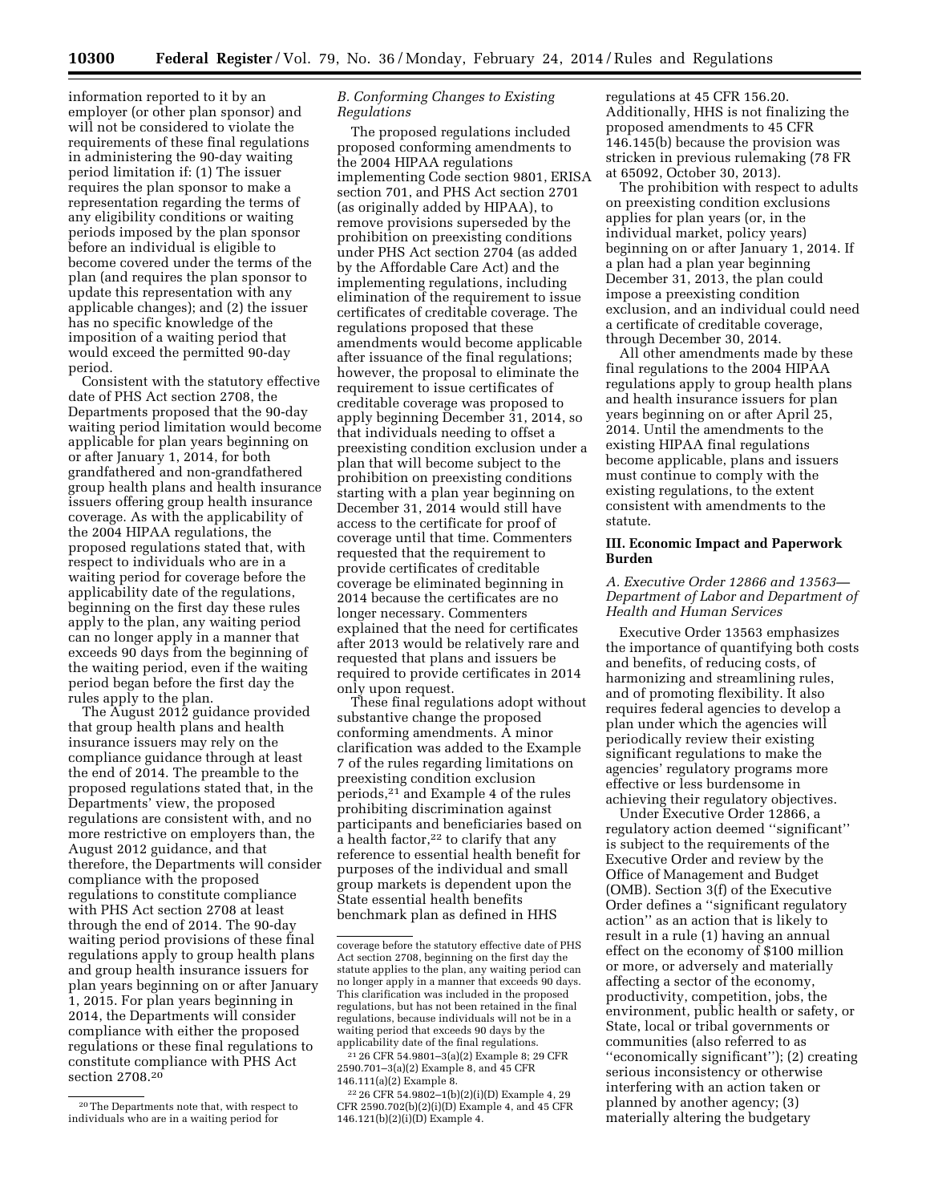information reported to it by an employer (or other plan sponsor) and will not be considered to violate the requirements of these final regulations in administering the 90-day waiting period limitation if: (1) The issuer requires the plan sponsor to make a representation regarding the terms of any eligibility conditions or waiting periods imposed by the plan sponsor before an individual is eligible to become covered under the terms of the plan (and requires the plan sponsor to update this representation with any applicable changes); and (2) the issuer has no specific knowledge of the imposition of a waiting period that would exceed the permitted 90-day period.

Consistent with the statutory effective date of PHS Act section 2708, the Departments proposed that the 90-day waiting period limitation would become applicable for plan years beginning on or after January 1, 2014, for both grandfathered and non-grandfathered group health plans and health insurance issuers offering group health insurance coverage. As with the applicability of the 2004 HIPAA regulations, the proposed regulations stated that, with respect to individuals who are in a waiting period for coverage before the applicability date of the regulations, beginning on the first day these rules apply to the plan, any waiting period can no longer apply in a manner that exceeds 90 days from the beginning of the waiting period, even if the waiting period began before the first day the rules apply to the plan.

The August 2012 guidance provided that group health plans and health insurance issuers may rely on the compliance guidance through at least the end of 2014. The preamble to the proposed regulations stated that, in the Departments' view, the proposed regulations are consistent with, and no more restrictive on employers than, the August 2012 guidance, and that therefore, the Departments will consider compliance with the proposed regulations to constitute compliance with PHS Act section 2708 at least through the end of 2014. The 90-day waiting period provisions of these final regulations apply to group health plans and group health insurance issuers for plan years beginning on or after January 1, 2015. For plan years beginning in 2014, the Departments will consider compliance with either the proposed regulations or these final regulations to constitute compliance with PHS Act section 2708.[20]

### B. Conforming Changes to Existing Regulations

The proposed regulations included proposed conforming amendments to the 2004 HIPAA regulations implementing Code section 9801, ERISA section 701, and PHS Act section 2701 (as originally added by HIPAA), to remove provisions superseded by the prohibition on preexisting conditions under PHS Act section 2704 (as added by the Affordable Care Act) and the implementing regulations, including elimination of the requirement to issue certificates of creditable coverage. The regulations proposed that these amendments would become applicable after issuance of the final regulations; however, the proposal to eliminate the requirement to issue certificates of creditable coverage was proposed to apply beginning December 31, 2014, so that individuals needing to offset a preexisting condition exclusion under a plan that will become subject to the prohibition on preexisting conditions starting with a plan year beginning on December 31, 2014 would still have access to the certificate for proof of coverage until that time. Commenters requested that the requirement to provide certificates of creditable coverage be eliminated beginning in 2014 because the certificates are no longer necessary. Commenters explained that the need for certificates after 2013 would be relatively rare and requested that plans and issuers be required to provide certificates in 2014 only upon request.

These final regulations adopt without substantive change the proposed conforming amendments. A minor clarification was added to the Example 7 of the rules regarding limitations on preexisting condition exclusion periods,[21] and Example 4 of the rules prohibiting discrimination against participants and beneficiaries based on a health factor,[22] to clarify that any reference to essential health benefit for purposes of the individual and small group markets is dependent upon the State essential health benefits benchmark plan as defined in HHS regulations at 45 CFR 156.20. Additionally, HHS is not finalizing the proposed amendments to 45 CFR 146.145(b) because the provision was stricken in previous rulemaking (78 FR at 65092, October 30, 2013).

The prohibition with respect to adults on preexisting condition exclusions applies for plan years (or, in the individual market, policy years) beginning on or after January 1, 2014. If a plan had a plan year beginning December 31, 2013, the plan could impose a preexisting condition exclusion, and an individual could need a certificate of creditable coverage, through December 30, 2014.

All other amendments made by these final regulations to the 2004 HIPAA regulations apply to group health plans and health insurance issuers for plan years beginning on or after April 25, 2014. Until the amendments to the existing HIPAA final regulations become applicable, plans and issuers must continue to comply with the existing regulations, to the extent consistent with amendments to the statute.

## III. Economic Impact and Paperwork Burden

### A. Executive Order 12866 and 13563—Department of Labor and Department of Health and Human Services

Executive Order 13563 emphasizes the importance of quantifying both costs and benefits, of reducing costs, of harmonizing and streamlining rules, and of promoting flexibility. It also requires federal agencies to develop a plan under which the agencies will periodically review their existing significant regulations to make the agencies' regulatory programs more effective or less burdensome in achieving their regulatory objectives.

Under Executive Order 12866, a regulatory action deemed ''significant'' is subject to the requirements of the Executive Order and review by the Office of Management and Budget (OMB). Section 3(f) of the Executive Order defines a ''significant regulatory action'' as an action that is likely to result in a rule (1) having an annual effect on the economy of $100 million or more, or adversely and materially affecting a sector of the economy, productivity, competition, jobs, the environment, public health or safety, or State, local or tribal governments or communities (also referred to as ''economically significant''); (2) creating serious inconsistency or otherwise interfering with an action taken or planned by another agency; (3) materially altering the budgetary

---

[20] The Departments note that, with respect to individuals who are in a waiting period for coverage before the statutory effective date of PHS Act section 2708, beginning on the first day the statute applies to the plan, any waiting period can no longer apply in a manner that exceeds 90 days. This clarification was included in the proposed regulations, but has not been retained in the final regulations, because individuals will not be in a waiting period that exceeds 90 days by the applicability date of the final regulations.

[21] 26 CFR 54.9801–3(a)(2) Example 8; 29 CFR 2590.701–3(a)(2) Example 8, and 45 CFR 146.111(a)(2) Example 8.

[22] 26 CFR 54.9802–1(b)(2)(i)(D) Example 4, 29 CFR 2590.702(b)(2)(i)(D) Example 4, and 45 CFR 146.121(b)(2)(i)(D) Example 4.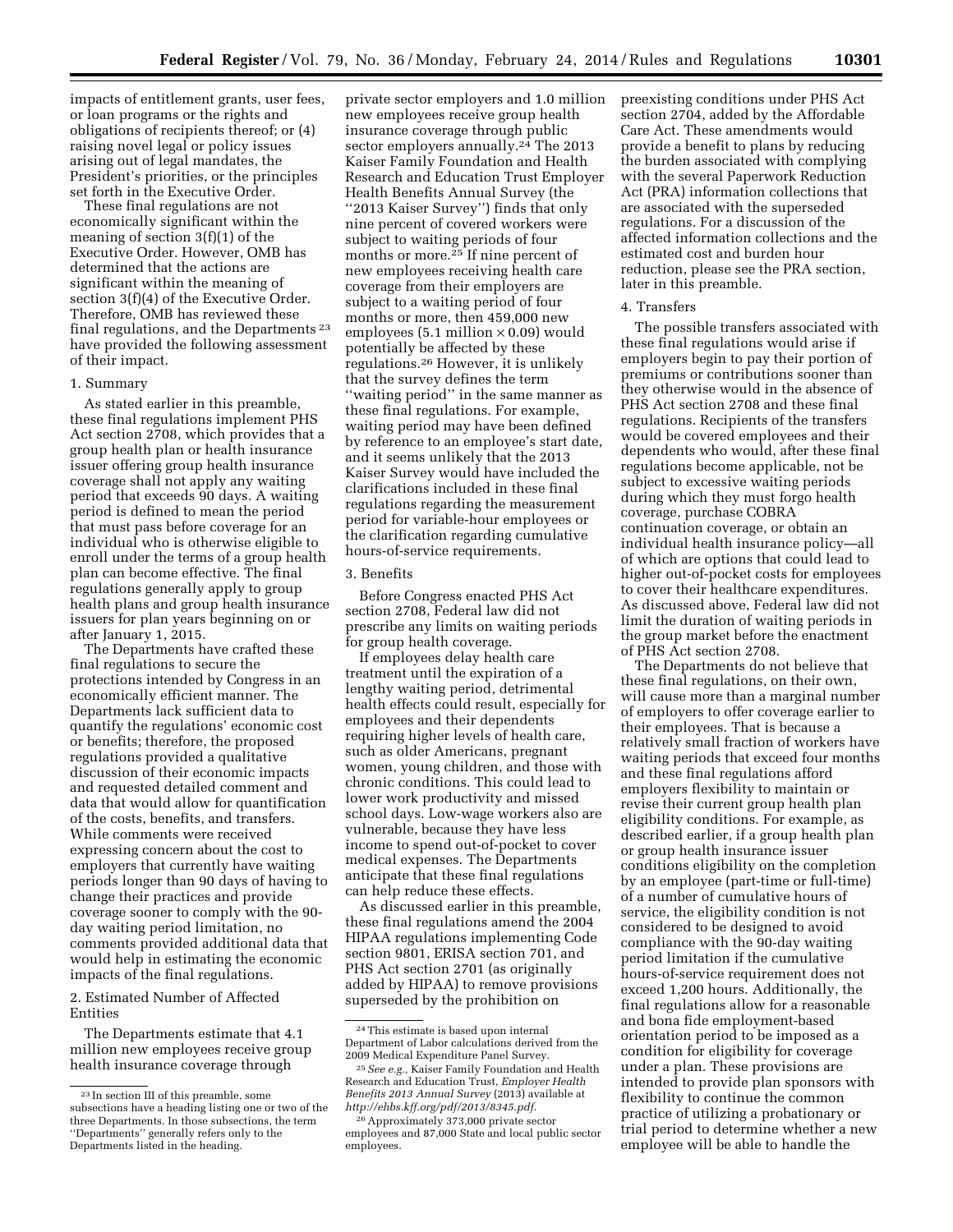impacts of entitlement grants, user fees, or loan programs or the rights and obligations of recipients thereof; or (4) raising novel legal or policy issues arising out of legal mandates, the President's priorities, or the principles set forth in the Executive Order.

These final regulations are not economically significant within the meaning of section 3(f)(1) of the Executive Order. However, OMB has determined that the actions are significant within the meaning of section 3(f)(4) of the Executive Order. Therefore, OMB has reviewed these final regulations, and the Departments [23] have provided the following assessment of their impact.

1. Summary

As stated earlier in this preamble, these final regulations implement PHS Act section 2708, which provides that a group health plan or health insurance issuer offering group health insurance coverage shall not apply any waiting period that exceeds 90 days. A waiting period is defined to mean the period that must pass before coverage for an individual who is otherwise eligible to enroll under the terms of a group health plan can become effective. The final regulations generally apply to group health plans and group health insurance issuers for plan years beginning on or after January 1, 2015.

The Departments have crafted these final regulations to secure the protections intended by Congress in an economically efficient manner. The Departments lack sufficient data to quantify the regulations' economic cost or benefits; therefore, the proposed regulations provided a qualitative discussion of their economic impacts and requested detailed comment and data that would allow for quantification of the costs, benefits, and transfers. While comments were received expressing concern about the cost to employers that currently have waiting periods longer than 90 days of having to change their practices and provide coverage sooner to comply with the 90-day waiting period limitation, no comments provided additional data that would help in estimating the economic impacts of the final regulations.

2. Estimated Number of Affected Entities

The Departments estimate that 4.1 million new employees receive group health insurance coverage through private sector employers and 1.0 million new employees receive group health insurance coverage through public sector employers annually.[24] The 2013 Kaiser Family Foundation and Health Research and Education Trust Employer Health Benefits Annual Survey (the "2013 Kaiser Survey") finds that only nine percent of covered workers were subject to waiting periods of four months or more.[25] If nine percent of new employees receiving health care coverage from their employers are subject to a waiting period of four months or more, then 459,000 new employees (5.1 million × 0.09) would potentially be affected by these regulations.[26] However, it is unlikely that the survey defines the term "waiting period" in the same manner as these final regulations. For example, waiting period may have been defined by reference to an employee's start date, and it seems unlikely that the 2013 Kaiser Survey would have included the clarifications included in these final regulations regarding the measurement period for variable-hour employees or the clarification regarding cumulative hours-of-service requirements.

3. Benefits

Before Congress enacted PHS Act section 2708, Federal law did not prescribe any limits on waiting periods for group health coverage.

If employees delay health care treatment until the expiration of a lengthy waiting period, detrimental health effects could result, especially for employees and their dependents requiring higher levels of health care, such as older Americans, pregnant women, young children, and those with chronic conditions. This could lead to lower work productivity and missed school days. Low-wage workers also are vulnerable, because they have less income to spend out-of-pocket to cover medical expenses. The Departments anticipate that these final regulations can help reduce these effects.

As discussed earlier in this preamble, these final regulations amend the 2004 HIPAA regulations implementing Code section 9801, ERISA section 701, and PHS Act section 2701 (as originally added by HIPAA) to remove provisions superseded by the prohibition on preexisting conditions under PHS Act section 2704, added by the Affordable Care Act. These amendments would provide a benefit to plans by reducing the burden associated with complying with the several Paperwork Reduction Act (PRA) information collections that are associated with the superseded regulations. For a discussion of the affected information collections and the estimated cost and burden hour reduction, please see the PRA section, later in this preamble.

4. Transfers

The possible transfers associated with these final regulations would arise if employers begin to pay their portion of premiums or contributions sooner than they otherwise would in the absence of PHS Act section 2708 and these final regulations. Recipients of the transfers would be covered employees and their dependents who would, after these final regulations become applicable, not be subject to excessive waiting periods during which they must forgo health coverage, purchase COBRA continuation coverage, or obtain an individual health insurance policy—all of which are options that could lead to higher out-of-pocket costs for employees to cover their healthcare expenditures. As discussed above, Federal law did not limit the duration of waiting periods in the group market before the enactment of PHS Act section 2708.

The Departments do not believe that these final regulations, on their own, will cause more than a marginal number of employers to offer coverage earlier to their employees. That is because a relatively small fraction of workers have waiting periods that exceed four months and these final regulations afford employers flexibility to maintain or revise their current group health plan eligibility conditions. For example, as described earlier, if a group health plan or group health insurance issuer conditions eligibility on the completion by an employee (part-time or full-time) of a number of cumulative hours of service, the eligibility condition is not considered to be designed to avoid compliance with the 90-day waiting period limitation if the cumulative hours-of-service requirement does not exceed 1,200 hours. Additionally, the final regulations allow for a reasonable and bona fide employment-based orientation period to be imposed as a condition for eligibility for coverage under a plan. These provisions are intended to provide plan sponsors with flexibility to continue the common practice of utilizing a probationary or trial period to determine whether a new employee will be able to handle the

---

[23] In section III of this preamble, some subsections have a heading listing one or two of the three Departments. In those subsections, the term "Departments" generally refers only to the Departments listed in the heading.

[24] This estimate is based upon internal Department of Labor calculations derived from the 2009 Medical Expenditure Panel Survey.

[25] *See e.g.,* Kaiser Family Foundation and Health Research and Education Trust, *Employer Health Benefits 2013 Annual Survey* (2013) available at *http://ehbs.kff.org/pdf/2013/8345.pdf.*

[26] Approximately 373,000 private sector employees and 87,000 State and local public sector employees.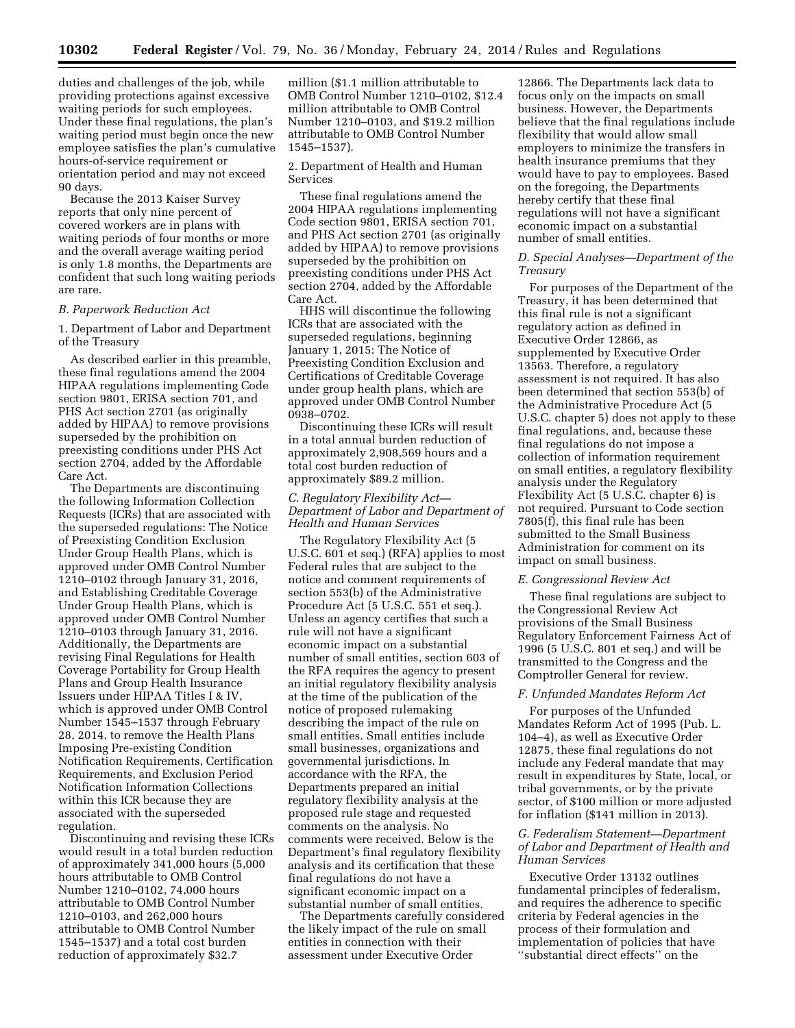duties and challenges of the job, while providing protections against excessive waiting periods for such employees. Under these final regulations, the plan's waiting period must begin once the new employee satisfies the plan's cumulative hours-of-service requirement or orientation period and may not exceed 90 days.

Because the 2013 Kaiser Survey reports that only nine percent of covered workers are in plans with waiting periods of four months or more and the overall average waiting period is only 1.8 months, the Departments are confident that such long waiting periods are rare.

### B. Paperwork Reduction Act

1. Department of Labor and Department of the Treasury

As described earlier in this preamble, these final regulations amend the 2004 HIPAA regulations implementing Code section 9801, ERISA section 701, and PHS Act section 2701 (as originally added by HIPAA) to remove provisions superseded by the prohibition on preexisting conditions under PHS Act section 2704, added by the Affordable Care Act.

The Departments are discontinuing the following Information Collection Requests (ICRs) that are associated with the superseded regulations: The Notice of Preexisting Condition Exclusion Under Group Health Plans, which is approved under OMB Control Number 1210–0102 through January 31, 2016, and Establishing Creditable Coverage Under Group Health Plans, which is approved under OMB Control Number 1210–0103 through January 31, 2016. Additionally, the Departments are revising Final Regulations for Health Coverage Portability for Group Health Plans and Group Health Insurance Issuers under HIPAA Titles I & IV, which is approved under OMB Control Number 1545–1537 through February 28, 2014, to remove the Health Plans Imposing Pre-existing Condition Notification Requirements, Certification Requirements, and Exclusion Period Notification Information Collections within this ICR because they are associated with the superseded regulation.

Discontinuing and revising these ICRs would result in a total burden reduction of approximately 341,000 hours (5,000 hours attributable to OMB Control Number 1210–0102, 74,000 hours attributable to OMB Control Number 1210–0103, and 262,000 hours attributable to OMB Control Number 1545–1537) and a total cost burden reduction of approximately $32.7 million ($1.1 million attributable to OMB Control Number 1210–0102, $12.4 million attributable to OMB Control Number 1210–0103, and $19.2 million attributable to OMB Control Number 1545–1537).

2. Department of Health and Human Services

These final regulations amend the 2004 HIPAA regulations implementing Code section 9801, ERISA section 701, and PHS Act section 2701 (as originally added by HIPAA) to remove provisions superseded by the prohibition on preexisting conditions under PHS Act section 2704, added by the Affordable Care Act.

HHS will discontinue the following ICRs that are associated with the superseded regulations, beginning January 1, 2015: The Notice of Preexisting Condition Exclusion and Certifications of Creditable Coverage under group health plans, which are approved under OMB Control Number 0938–0702.

Discontinuing these ICRs will result in a total annual burden reduction of approximately 2,908,569 hours and a total cost burden reduction of approximately $89.2 million.

### C. Regulatory Flexibility Act—Department of Labor and Department of Health and Human Services

The Regulatory Flexibility Act (5 U.S.C. 601 et seq.) (RFA) applies to most Federal rules that are subject to the notice and comment requirements of section 553(b) of the Administrative Procedure Act (5 U.S.C. 551 et seq.). Unless an agency certifies that such a rule will not have a significant economic impact on a substantial number of small entities, section 603 of the RFA requires the agency to present an initial regulatory flexibility analysis at the time of the publication of the notice of proposed rulemaking describing the impact of the rule on small entities. Small entities include small businesses, organizations and governmental jurisdictions. In accordance with the RFA, the Departments prepared an initial regulatory flexibility analysis at the proposed rule stage and requested comments on the analysis. No comments were received. Below is the Department's final regulatory flexibility analysis and its certification that these final regulations do not have a significant economic impact on a substantial number of small entities.

The Departments carefully considered the likely impact of the rule on small entities in connection with their assessment under Executive Order 12866. The Departments lack data to focus only on the impacts on small business. However, the Departments believe that the final regulations include flexibility that would allow small employers to minimize the transfers in health insurance premiums that they would have to pay to employees. Based on the foregoing, the Departments hereby certify that these final regulations will not have a significant economic impact on a substantial number of small entities.

### D. Special Analyses—Department of the Treasury

For purposes of the Department of the Treasury, it has been determined that this final rule is not a significant regulatory action as defined in Executive Order 12866, as supplemented by Executive Order 13563. Therefore, a regulatory assessment is not required. It has also been determined that section 553(b) of the Administrative Procedure Act (5 U.S.C. chapter 5) does not apply to these final regulations, and, because these final regulations do not impose a collection of information requirement on small entities, a regulatory flexibility analysis under the Regulatory Flexibility Act (5 U.S.C. chapter 6) is not required. Pursuant to Code section 7805(f), this final rule has been submitted to the Small Business Administration for comment on its impact on small business.

### E. Congressional Review Act

These final regulations are subject to the Congressional Review Act provisions of the Small Business Regulatory Enforcement Fairness Act of 1996 (5 U.S.C. 801 et seq.) and will be transmitted to the Congress and the Comptroller General for review.

### F. Unfunded Mandates Reform Act

For purposes of the Unfunded Mandates Reform Act of 1995 (Pub. L. 104–4), as well as Executive Order 12875, these final regulations do not include any Federal mandate that may result in expenditures by State, local, or tribal governments, or by the private sector, of $100 million or more adjusted for inflation ($141 million in 2013).

### G. Federalism Statement—Department of Labor and Department of Health and Human Services

Executive Order 13132 outlines fundamental principles of federalism, and requires the adherence to specific criteria by Federal agencies in the process of their formulation and implementation of policies that have "substantial direct effects" on the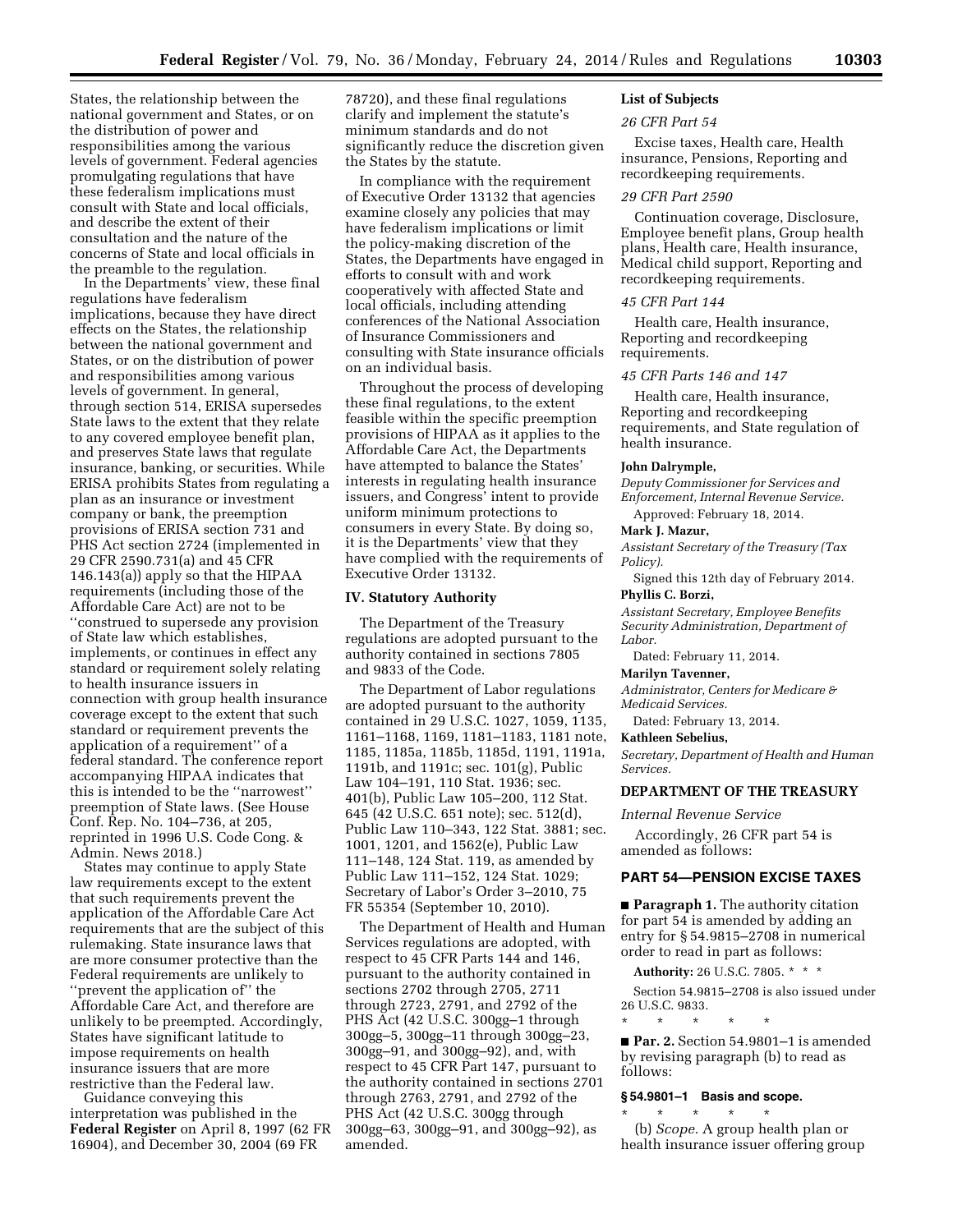States, the relationship between the national government and States, or on the distribution of power and responsibilities among the various levels of government. Federal agencies promulgating regulations that have these federalism implications must consult with State and local officials, and describe the extent of their consultation and the nature of the concerns of State and local officials in the preamble to the regulation.

In the Departments' view, these final regulations have federalism implications, because they have direct effects on the States, the relationship between the national government and States, or on the distribution of power and responsibilities among various levels of government. In general, through section 514, ERISA supersedes State laws to the extent that they relate to any covered employee benefit plan, and preserves State laws that regulate insurance, banking, or securities. While ERISA prohibits States from regulating a plan as an insurance or investment company or bank, the preemption provisions of ERISA section 731 and PHS Act section 2724 (implemented in 29 CFR 2590.731(a) and 45 CFR 146.143(a)) apply so that the HIPAA requirements (including those of the Affordable Care Act) are not to be "construed to supersede any provision of State law which establishes, implements, or continues in effect any standard or requirement solely relating to health insurance issuers in connection with group health insurance coverage except to the extent that such standard or requirement prevents the application of a requirement" of a federal standard. The conference report accompanying HIPAA indicates that this is intended to be the "narrowest" preemption of State laws. (See House Conf. Rep. No. 104–736, at 205, reprinted in 1996 U.S. Code Cong. & Admin. News 2018.)

States may continue to apply State law requirements except to the extent that such requirements prevent the application of the Affordable Care Act requirements that are the subject of this rulemaking. State insurance laws that are more consumer protective than the Federal requirements are unlikely to "prevent the application of" the Affordable Care Act, and therefore are unlikely to be preempted. Accordingly, States have significant latitude to impose requirements on health insurance issuers that are more restrictive than the Federal law.

Guidance conveying this interpretation was published in the **Federal Register** on April 8, 1997 (62 FR 16904), and December 30, 2004 (69 FR 78720), and these final regulations clarify and implement the statute's minimum standards and do not significantly reduce the discretion given the States by the statute.

In compliance with the requirement of Executive Order 13132 that agencies examine closely any policies that may have federalism implications or limit the policy-making discretion of the States, the Departments have engaged in efforts to consult with and work cooperatively with affected State and local officials, including attending conferences of the National Association of Insurance Commissioners and consulting with State insurance officials on an individual basis.

Throughout the process of developing these final regulations, to the extent feasible within the specific preemption provisions of HIPAA as it applies to the Affordable Care Act, the Departments have attempted to balance the States' interests in regulating health insurance issuers, and Congress' intent to provide uniform minimum protections to consumers in every State. By doing so, it is the Departments' view that they have complied with the requirements of Executive Order 13132.

## IV. Statutory Authority

The Department of the Treasury regulations are adopted pursuant to the authority contained in sections 7805 and 9833 of the Code.

The Department of Labor regulations are adopted pursuant to the authority contained in 29 U.S.C. 1027, 1059, 1135, 1161–1168, 1169, 1181–1183, 1181 note, 1185, 1185a, 1185b, 1185d, 1191, 1191a, 1191b, and 1191c; sec. 101(g), Public Law 104–191, 110 Stat. 1936; sec. 401(b), Public Law 105–200, 112 Stat. 645 (42 U.S.C. 651 note); sec. 512(d), Public Law 110–343, 122 Stat. 3881; sec. 1001, 1201, and 1562(e), Public Law 111–148, 124 Stat. 119, as amended by Public Law 111–152, 124 Stat. 1029; Secretary of Labor's Order 3–2010, 75 FR 55354 (September 10, 2010).

The Department of Health and Human Services regulations are adopted, with respect to 45 CFR Parts 144 and 146, pursuant to the authority contained in sections 2702 through 2705, 2711 through 2723, 2791, and 2792 of the PHS Act (42 U.S.C. 300gg–1 through 300gg–5, 300gg–11 through 300gg–23, 300gg–91, and 300gg–92), and, with respect to 45 CFR Part 147, pursuant to the authority contained in sections 2701 through 2763, 2791, and 2792 of the PHS Act (42 U.S.C. 300gg through 300gg–63, 300gg–91, and 300gg–92), as amended.

### List of Subjects

*26 CFR Part 54*

Excise taxes, Health care, Health insurance, Pensions, Reporting and recordkeeping requirements.

*29 CFR Part 2590*

Continuation coverage, Disclosure, Employee benefit plans, Group health plans, Health care, Health insurance, Medical child support, Reporting and recordkeeping requirements.

*45 CFR Part 144*

Health care, Health insurance, Reporting and recordkeeping requirements.

*45 CFR Parts 146 and 147*

Health care, Health insurance, Reporting and recordkeeping requirements, and State regulation of health insurance.

**John Dalrymple,**

*Deputy Commissioner for Services and Enforcement, Internal Revenue Service.*

Approved: February 18, 2014.

**Mark J. Mazur,**

*Assistant Secretary of the Treasury (Tax Policy).*

Signed this 12th day of February 2014.

**Phyllis C. Borzi,**

*Assistant Secretary, Employee Benefits Security Administration, Department of Labor.*

Dated: February 11, 2014.

**Marilyn Tavenner,**

*Administrator, Centers for Medicare & Medicaid Services.*

Dated: February 13, 2014.

**Kathleen Sebelius,**

*Secretary, Department of Health and Human Services.*

## DEPARTMENT OF THE TREASURY

*Internal Revenue Service*

Accordingly, 26 CFR part 54 is amended as follows:

## PART 54—PENSION EXCISE TAXES

■ **Paragraph 1.** The authority citation for part 54 is amended by adding an entry for § 54.9815–2708 in numerical order to read in part as follows:

**Authority:** 26 U.S.C. 7805. * * *

Section 54.9815–2708 is also issued under 26 U.S.C. 9833.

\* \* \* \* \*

■ **Par. 2.** Section 54.9801–1 is amended by revising paragraph (b) to read as follows:

### § 54.9801–1 Basis and scope.

\* \* \* \* \*

(b) *Scope.* A group health plan or health insurance issuer offering group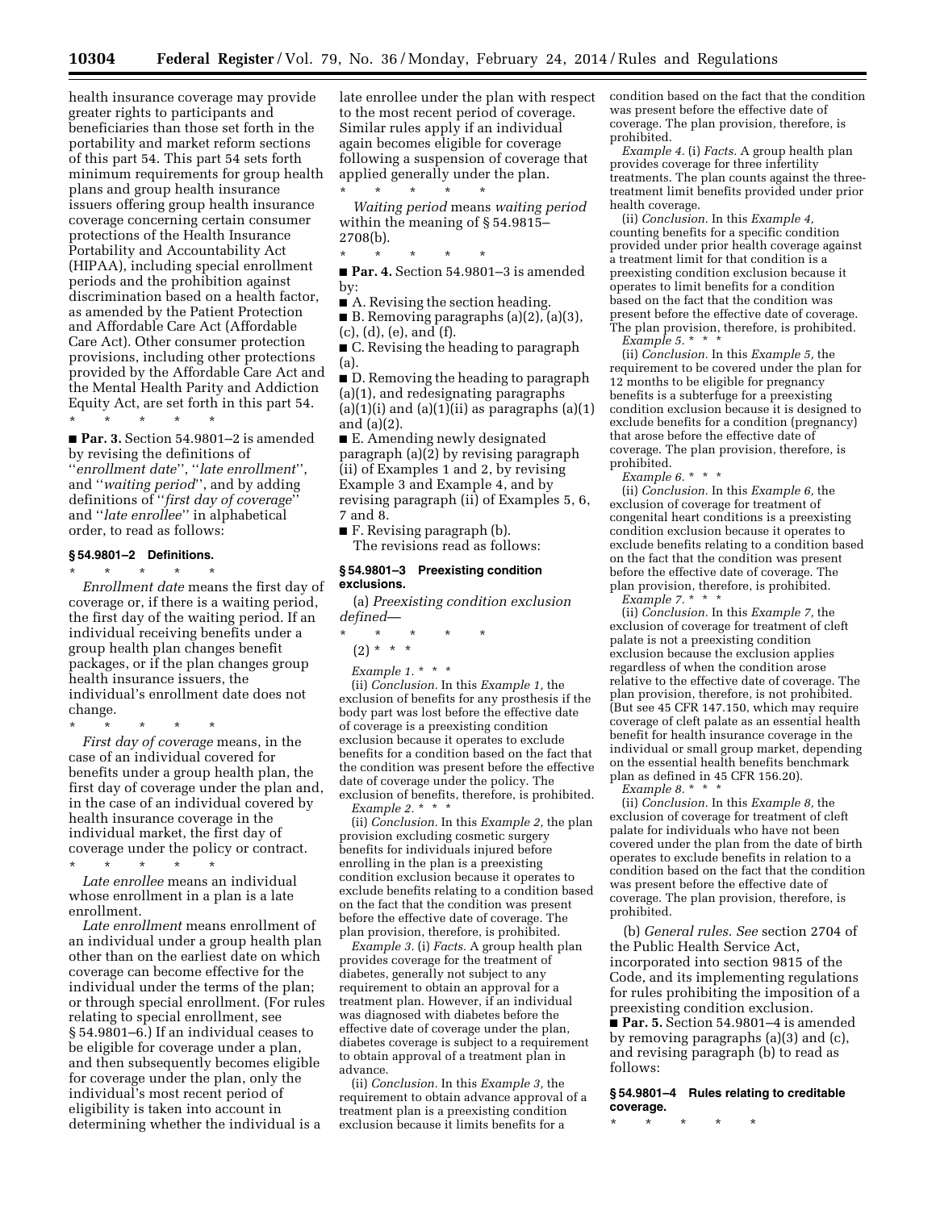health insurance coverage may provide greater rights to participants and beneficiaries than those set forth in the portability and market reform sections of this part 54. This part 54 sets forth minimum requirements for group health plans and group health insurance issuers offering group health insurance coverage concerning certain consumer protections of the Health Insurance Portability and Accountability Act (HIPAA), including special enrollment periods and the prohibition against discrimination based on a health factor, as amended by the Patient Protection and Affordable Care Act (Affordable Care Act). Other consumer protection provisions, including other protections provided by the Affordable Care Act and the Mental Health Parity and Addiction Equity Act, are set forth in this part 54.

\* \* \* \* \*

■ **Par. 3.** Section 54.9801–2 is amended by revising the definitions of "*enrollment date*", "*late enrollment*", and "*waiting period*", and by adding definitions of "*first day of coverage*" and "*late enrollee*" in alphabetical order, to read as follows:

### § 54.9801–2 Definitions.

\* \* \* \* \*

*Enrollment date* means the first day of coverage or, if there is a waiting period, the first day of the waiting period. If an individual receiving benefits under a group health plan changes benefit packages, or if the plan changes group health insurance issuers, the individual's enrollment date does not change.

\* \* \* \* \*

*First day of coverage* means, in the case of an individual covered for benefits under a group health plan, the first day of coverage under the plan and, in the case of an individual covered by health insurance coverage in the individual market, the first day of coverage under the policy or contract.

\* \* \* \* \*

*Late enrollee* means an individual whose enrollment in a plan is a late enrollment.

*Late enrollment* means enrollment of an individual under a group health plan other than on the earliest date on which coverage can become effective for the individual under the terms of the plan; or through special enrollment. (For rules relating to special enrollment, see § 54.9801–6.) If an individual ceases to be eligible for coverage under a plan, and then subsequently becomes eligible for coverage under the plan, only the individual's most recent period of eligibility is taken into account in determining whether the individual is a late enrollee under the plan with respect to the most recent period of coverage. Similar rules apply if an individual again becomes eligible for coverage following a suspension of coverage that applied generally under the plan.

\* \* \* \* \*

*Waiting period* means *waiting period* within the meaning of § 54.9815–2708(b).

\* \* \* \* \*

■ **Par. 4.** Section 54.9801–3 is amended by:

■ A. Revising the section heading.

■ B. Removing paragraphs (a)(2), (a)(3), (c), (d), (e), and (f).

■ C. Revising the heading to paragraph (a).

■ D. Removing the heading to paragraph (a)(1), and redesignating paragraphs (a)(1)(i) and (a)(1)(ii) as paragraphs (a)(1) and (a)(2).

■ E. Amending newly designated paragraph (a)(2) by revising paragraph (ii) of Examples 1 and 2, by revising Example 3 and Example 4, and by revising paragraph (ii) of Examples 5, 6, 7 and 8.

■ F. Revising paragraph (b).

The revisions read as follows:

### § 54.9801–3 Preexisting condition exclusions.

(a) *Preexisting condition exclusion defined*—

\* \* \* \* \*

(2) \* \* \*

*Example 1.* \* \* \*

(ii) *Conclusion.* In this *Example 1,* the exclusion of benefits for any prosthesis if the body part was lost before the effective date of coverage is a preexisting condition exclusion because it operates to exclude benefits for a condition based on the fact that the condition was present before the effective date of coverage under the policy. The exclusion of benefits, therefore, is prohibited.

*Example 2.* \* \* \*

(ii) *Conclusion.* In this *Example 2,* the plan provision excluding cosmetic surgery benefits for individuals injured before enrolling in the plan is a preexisting condition exclusion because it operates to exclude benefits relating to a condition based on the fact that the condition was present before the effective date of coverage. The plan provision, therefore, is prohibited.

*Example 3.* (i) *Facts.* A group health plan provides coverage for the treatment of diabetes, generally not subject to any requirement to obtain an approval for a treatment plan. However, if an individual was diagnosed with diabetes before the effective date of coverage under the plan, diabetes coverage is subject to a requirement to obtain approval of a treatment plan in advance.

(ii) *Conclusion.* In this *Example 3,* the requirement to obtain advance approval of a treatment plan is a preexisting condition exclusion because it limits benefits for a condition based on the fact that the condition was present before the effective date of coverage. The plan provision, therefore, is prohibited.

*Example 4.* (i) *Facts.* A group health plan provides coverage for three infertility treatments. The plan counts against the three-treatment limit benefits provided under prior health coverage.

(ii) *Conclusion.* In this *Example 4,* counting benefits for a specific condition provided under prior health coverage against a treatment limit for that condition is a preexisting condition exclusion because it operates to limit benefits for a condition based on the fact that the condition was present before the effective date of coverage. The plan provision, therefore, is prohibited.

*Example 5.* \* \* \*

(ii) *Conclusion.* In this *Example 5,* the requirement to be covered under the plan for 12 months to be eligible for pregnancy benefits is a subterfuge for a preexisting condition exclusion because it is designed to exclude benefits for a condition (pregnancy) that arose before the effective date of coverage. The plan provision, therefore, is prohibited.

*Example 6.* \* \* \*

(ii) *Conclusion.* In this *Example 6,* the exclusion of coverage for treatment of congenital heart conditions is a preexisting condition exclusion because it operates to exclude benefits relating to a condition based on the fact that the condition was present before the effective date of coverage. The plan provision, therefore, is prohibited.

*Example 7.* \* \* \*

(ii) *Conclusion.* In this *Example 7,* the exclusion of coverage for treatment of cleft palate is not a preexisting condition exclusion because the exclusion applies regardless of when the condition arose relative to the effective date of coverage. The plan provision, therefore, is not prohibited. (But see 45 CFR 147.150, which may require coverage of cleft palate as an essential health benefit for health insurance coverage in the individual or small group market, depending on the essential health benefits benchmark plan as defined in 45 CFR 156.20).

*Example 8.* \* \* \*

(ii) *Conclusion.* In this *Example 8,* the exclusion of coverage for treatment of cleft palate for individuals who have not been covered under the plan from the date of birth operates to exclude benefits in relation to a condition based on the fact that the condition was present before the effective date of coverage. The plan provision, therefore, is prohibited.

(b) *General rules. See* section 2704 of the Public Health Service Act, incorporated into section 9815 of the Code, and its implementing regulations for rules prohibiting the imposition of a preexisting condition exclusion.

■ **Par. 5.** Section 54.9801–4 is amended by removing paragraphs (a)(3) and (c), and revising paragraph (b) to read as follows:

### § 54.9801–4 Rules relating to creditable coverage.

\* \* \* \* \*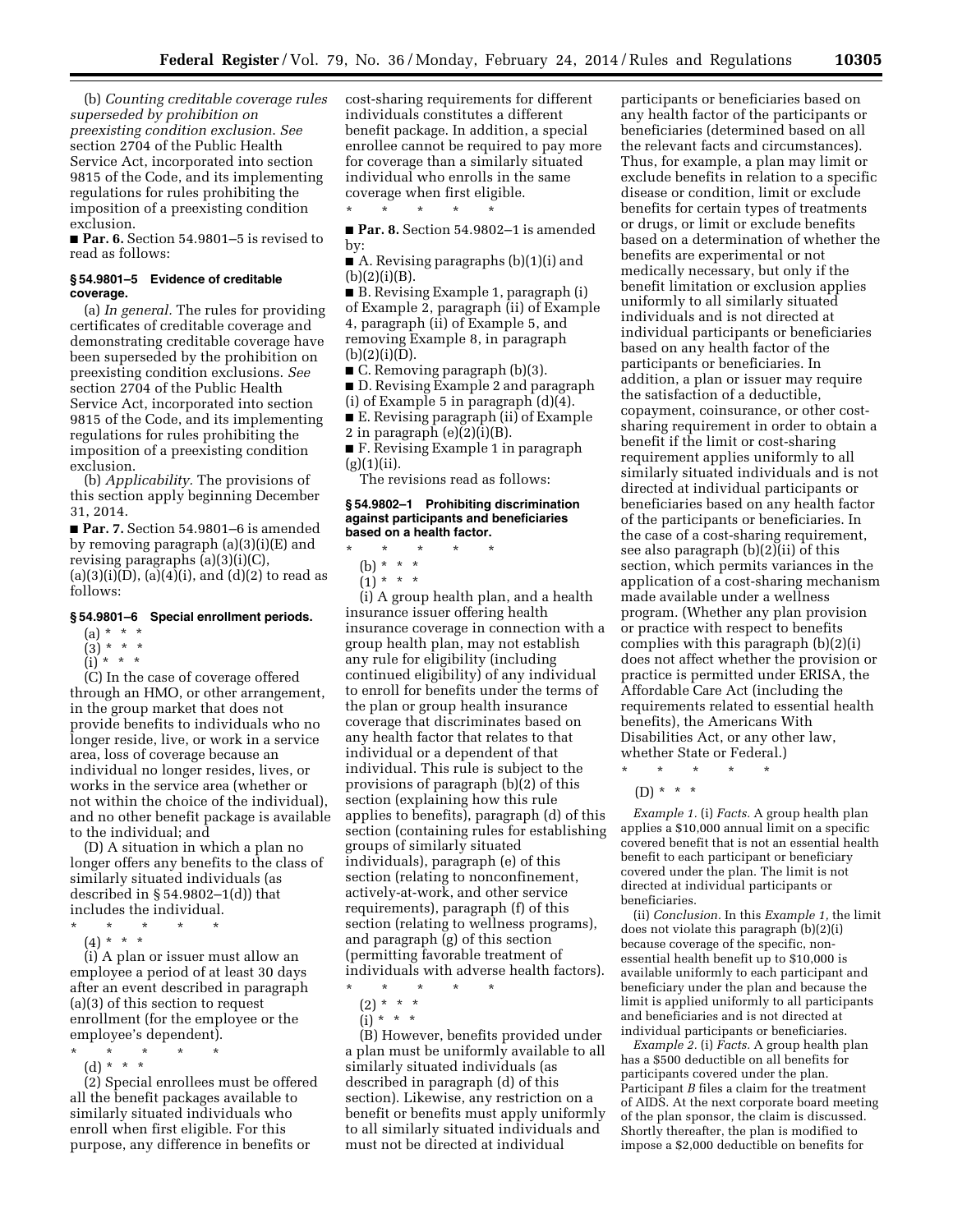(b) *Counting creditable coverage rules superseded by prohibition on preexisting condition exclusion. See* section 2704 of the Public Health Service Act, incorporated into section 9815 of the Code, and its implementing regulations for rules prohibiting the imposition of a preexisting condition exclusion.

■ **Par. 6.** Section 54.9801–5 is revised to read as follows:

### § 54.9801–5 Evidence of creditable coverage.

(a) *In general.* The rules for providing certificates of creditable coverage and demonstrating creditable coverage have been superseded by the prohibition on preexisting condition exclusions. *See* section 2704 of the Public Health Service Act, incorporated into section 9815 of the Code, and its implementing regulations for rules prohibiting the imposition of a preexisting condition exclusion.

(b) *Applicability.* The provisions of this section apply beginning December 31, 2014.

■ **Par. 7.** Section 54.9801–6 is amended by removing paragraph (a)(3)(i)(E) and revising paragraphs (a)(3)(i)(C), (a)(3)(i)(D), (a)(4)(i), and (d)(2) to read as follows:

### § 54.9801–6 Special enrollment periods.

(a) * * *

(3) * * *

(i) * * *

(C) In the case of coverage offered through an HMO, or other arrangement, in the group market that does not provide benefits to individuals who no longer reside, live, or work in a service area, loss of coverage because an individual no longer resides, lives, or works in the service area (whether or not within the choice of the individual), and no other benefit package is available to the individual; and

(D) A situation in which a plan no longer offers any benefits to the class of similarly situated individuals (as described in § 54.9802–1(d)) that includes the individual.

\* \* \* \* \*

(4) * * *

(i) A plan or issuer must allow an employee a period of at least 30 days after an event described in paragraph (a)(3) of this section to request enrollment (for the employee or the employee's dependent).

\* \* \* \* \*

(d) * * *

(2) Special enrollees must be offered all the benefit packages available to similarly situated individuals who enroll when first eligible. For this purpose, any difference in benefits or cost-sharing requirements for different individuals constitutes a different benefit package. In addition, a special enrollee cannot be required to pay more for coverage than a similarly situated individual who enrolls in the same coverage when first eligible.

\* \* \* \* \*

■ **Par. 8.** Section 54.9802–1 is amended by:

■ A. Revising paragraphs (b)(1)(i) and (b)(2)(i)(B).

■ B. Revising Example 1, paragraph (i) of Example 2, paragraph (ii) of Example 4, paragraph (ii) of Example 5, and removing Example 8, in paragraph (b)(2)(i)(D).

■ C. Removing paragraph (b)(3).

■ D. Revising Example 2 and paragraph (i) of Example 5 in paragraph (d)(4).

■ E. Revising paragraph (ii) of Example 2 in paragraph (e)(2)(i)(B).

■ F. Revising Example 1 in paragraph (g)(1)(ii).

The revisions read as follows:

### § 54.9802–1 Prohibiting discrimination against participants and beneficiaries based on a health factor.

\* \* \* \* \*

(b) * * *

(1) * * *

(i) A group health plan, and a health insurance issuer offering health insurance coverage in connection with a group health plan, may not establish any rule for eligibility (including continued eligibility) of any individual to enroll for benefits under the terms of the plan or group health insurance coverage that discriminates based on any health factor that relates to that individual or a dependent of that individual. This rule is subject to the provisions of paragraph (b)(2) of this section (explaining how this rule applies to benefits), paragraph (d) of this section (containing rules for establishing groups of similarly situated individuals), paragraph (e) of this section (relating to nonconfinement, actively-at-work, and other service requirements), paragraph (f) of this section (relating to wellness programs), and paragraph (g) of this section (permitting favorable treatment of individuals with adverse health factors).

\* \* \* \* \*

(2) * * *

(i) * * *

(B) However, benefits provided under a plan must be uniformly available to all similarly situated individuals (as described in paragraph (d) of this section). Likewise, any restriction on a benefit or benefits must apply uniformly to all similarly situated individuals and must not be directed at individual participants or beneficiaries based on any health factor of the participants or beneficiaries (determined based on all the relevant facts and circumstances). Thus, for example, a plan may limit or exclude benefits in relation to a specific disease or condition, limit or exclude benefits for certain types of treatments or drugs, or limit or exclude benefits based on a determination of whether the benefits are experimental or not medically necessary, but only if the benefit limitation or exclusion applies uniformly to all similarly situated individuals and is not directed at individual participants or beneficiaries based on any health factor of the participants or beneficiaries. In addition, a plan or issuer may require the satisfaction of a deductible, copayment, coinsurance, or other cost-sharing requirement in order to obtain a benefit if the limit or cost-sharing requirement applies uniformly to all similarly situated individuals and is not directed at individual participants or beneficiaries based on any health factor of the participants or beneficiaries. In the case of a cost-sharing requirement, see also paragraph (b)(2)(ii) of this section, which permits variances in the application of a cost-sharing mechanism made available under a wellness program. (Whether any plan provision or practice with respect to benefits complies with this paragraph (b)(2)(i) does not affect whether the provision or practice is permitted under ERISA, the Affordable Care Act (including the requirements related to essential health benefits), the Americans With Disabilities Act, or any other law, whether State or Federal.)

\* \* \* \* \*

(D) * * *

*Example 1.* (i) *Facts.* A group health plan applies a $10,000 annual limit on a specific covered benefit that is not an essential health benefit to each participant or beneficiary covered under the plan. The limit is not directed at individual participants or beneficiaries.

(ii) *Conclusion.* In this *Example 1,* the limit does not violate this paragraph (b)(2)(i) because coverage of the specific, non-essential health benefit up to $10,000 is available uniformly to each participant and beneficiary under the plan and because the limit is applied uniformly to all participants and beneficiaries and is not directed at individual participants or beneficiaries.

*Example 2.* (i) *Facts.* A group health plan has a $500 deductible on all benefits for participants covered under the plan. Participant *B* files a claim for the treatment of AIDS. At the next corporate board meeting of the plan sponsor, the claim is discussed. Shortly thereafter, the plan is modified to impose a $2,000 deductible on benefits for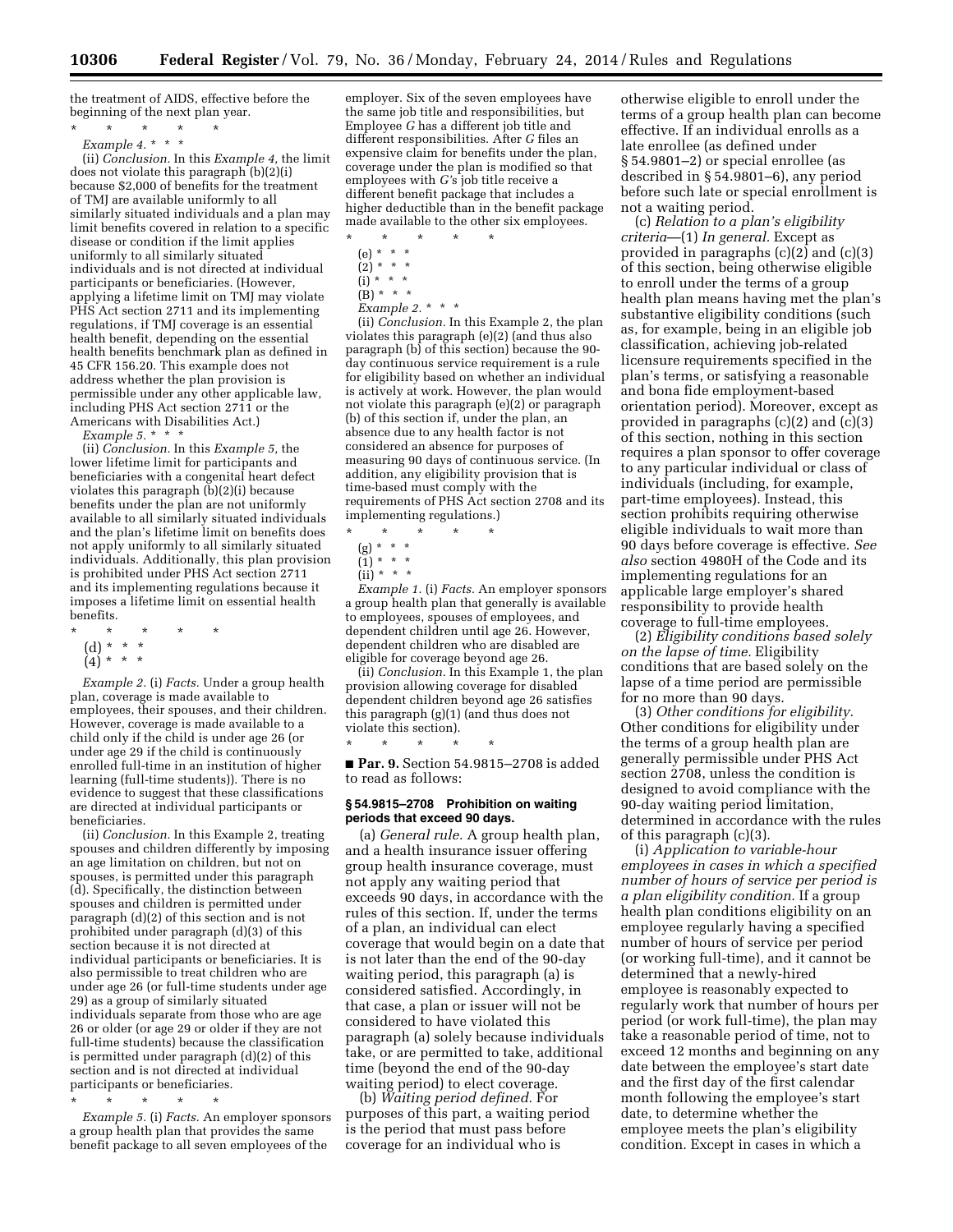the treatment of AIDS, effective before the beginning of the next plan year.

\* \* \* \* \*

*Example 4.* \* \* \*

(ii) *Conclusion.* In this *Example 4,* the limit does not violate this paragraph (b)(2)(i) because $2,000 of benefits for the treatment of TMJ are available uniformly to all similarly situated individuals and a plan may limit benefits covered in relation to a specific disease or condition if the limit applies uniformly to all similarly situated individuals and is not directed at individual participants or beneficiaries. (However, applying a lifetime limit on TMJ may violate PHS Act section 2711 and its implementing regulations, if TMJ coverage is an essential health benefit, depending on the essential health benefits benchmark plan as defined in 45 CFR 156.20. This example does not address whether the plan provision is permissible under any other applicable law, including PHS Act section 2711 or the Americans with Disabilities Act.)

*Example 5.* \* \* \*

(ii) *Conclusion.* In this *Example 5,* the lower lifetime limit for participants and beneficiaries with a congenital heart defect violates this paragraph (b)(2)(i) because benefits under the plan are not uniformly available to all similarly situated individuals and the plan's lifetime limit on benefits does not apply uniformly to all similarly situated individuals. Additionally, this plan provision is prohibited under PHS Act section 2711 and its implementing regulations because it imposes a lifetime limit on essential health benefits.

\* \* \* \* \*

(d) \* \* \*

(4) \* \* \*

*Example 2.* (i) *Facts.* Under a group health plan, coverage is made available to employees, their spouses, and their children. However, coverage is made available to a child only if the child is under age 26 (or under age 29 if the child is continuously enrolled full-time in an institution of higher learning (full-time students)). There is no evidence to suggest that these classifications are directed at individual participants or beneficiaries.

(ii) *Conclusion.* In this Example 2, treating spouses and children differently by imposing an age limitation on children, but not on spouses, is permitted under this paragraph (d). Specifically, the distinction between spouses and children is permitted under paragraph (d)(2) of this section and is not prohibited under paragraph (d)(3) of this section because it is not directed at individual participants or beneficiaries. It is also permissible to treat children who are under age 26 (or full-time students under age 29) as a group of similarly situated individuals separate from those who are age 26 or older (or age 29 or older if they are not full-time students) because the classification is permitted under paragraph (d)(2) of this section and is not directed at individual participants or beneficiaries.

\* \* \* \* \*

*Example 5.* (i) *Facts.* An employer sponsors a group health plan that provides the same benefit package to all seven employees of the employer. Six of the seven employees have the same job title and responsibilities, but Employee *G* has a different job title and different responsibilities. After *G* files an expensive claim for benefits under the plan, coverage under the plan is modified so that employees with *G's* job title receive a different benefit package that includes a higher deductible than in the benefit package made available to the other six employees.

\* \* \* \* \*

(e) \* \* \*

(2) \* \* \*

(i) \* \* \*

(B) \* \* \*

*Example 2.* \* \* \*

(ii) *Conclusion.* In this Example 2, the plan violates this paragraph (e)(2) (and thus also paragraph (b) of this section) because the 90-day continuous service requirement is a rule for eligibility based on whether an individual is actively at work. However, the plan would not violate this paragraph (e)(2) or paragraph (b) of this section if, under the plan, an absence due to any health factor is not considered an absence for purposes of measuring 90 days of continuous service. (In addition, any eligibility provision that is time-based must comply with the requirements of PHS Act section 2708 and its implementing regulations.)

\* \* \* \* \*

(g) \* \* \*

(1) \* \* \*

(ii) \* \* \*

*Example 1.* (i) *Facts.* An employer sponsors a group health plan that generally is available to employees, spouses of employees, and dependent children until age 26. However, dependent children who are disabled are eligible for coverage beyond age 26.

(ii) *Conclusion.* In this Example 1, the plan provision allowing coverage for disabled dependent children beyond age 26 satisfies this paragraph (g)(1) (and thus does not violate this section).

\* \* \* \* \*

■ **Par. 9.** Section 54.9815–2708 is added to read as follows:

### § 54.9815–2708 Prohibition on waiting periods that exceed 90 days.

(a) *General rule.* A group health plan, and a health insurance issuer offering group health insurance coverage, must not apply any waiting period that exceeds 90 days, in accordance with the rules of this section. If, under the terms of a plan, an individual can elect coverage that would begin on a date that is not later than the end of the 90-day waiting period, this paragraph (a) is considered satisfied. Accordingly, in that case, a plan or issuer will not be considered to have violated this paragraph (a) solely because individuals take, or are permitted to take, additional time (beyond the end of the 90-day waiting period) to elect coverage.

(b) *Waiting period defined.* For purposes of this part, a waiting period is the period that must pass before coverage for an individual who is otherwise eligible to enroll under the terms of a group health plan can become effective. If an individual enrolls as a late enrollee (as defined under § 54.9801–2) or special enrollee (as described in § 54.9801–6), any period before such late or special enrollment is not a waiting period.

(c) *Relation to a plan's eligibility criteria*—(1) *In general.* Except as provided in paragraphs (c)(2) and (c)(3) of this section, being otherwise eligible to enroll under the terms of a group health plan means having met the plan's substantive eligibility conditions (such as, for example, being in an eligible job classification, achieving job-related licensure requirements specified in the plan's terms, or satisfying a reasonable and bona fide employment-based orientation period). Moreover, except as provided in paragraphs (c)(2) and (c)(3) of this section, nothing in this section requires a plan sponsor to offer coverage to any particular individual or class of individuals (including, for example, part-time employees). Instead, this section prohibits requiring otherwise eligible individuals to wait more than 90 days before coverage is effective. *See also* section 4980H of the Code and its implementing regulations for an applicable large employer's shared responsibility to provide health coverage to full-time employees.

(2) *Eligibility conditions based solely on the lapse of time.* Eligibility conditions that are based solely on the lapse of a time period are permissible for no more than 90 days.

(3) *Other conditions for eligibility.* Other conditions for eligibility under the terms of a group health plan are generally permissible under PHS Act section 2708, unless the condition is designed to avoid compliance with the 90-day waiting period limitation, determined in accordance with the rules of this paragraph (c)(3).

(i) *Application to variable-hour employees in cases in which a specified number of hours of service per period is a plan eligibility condition.* If a group health plan conditions eligibility on an employee regularly having a specified number of hours of service per period (or working full-time), and it cannot be determined that a newly-hired employee is reasonably expected to regularly work that number of hours per period (or work full-time), the plan may take a reasonable period of time, not to exceed 12 months and beginning on any date between the employee's start date and the first day of the first calendar month following the employee's start date, to determine whether the employee meets the plan's eligibility condition. Except in cases in which a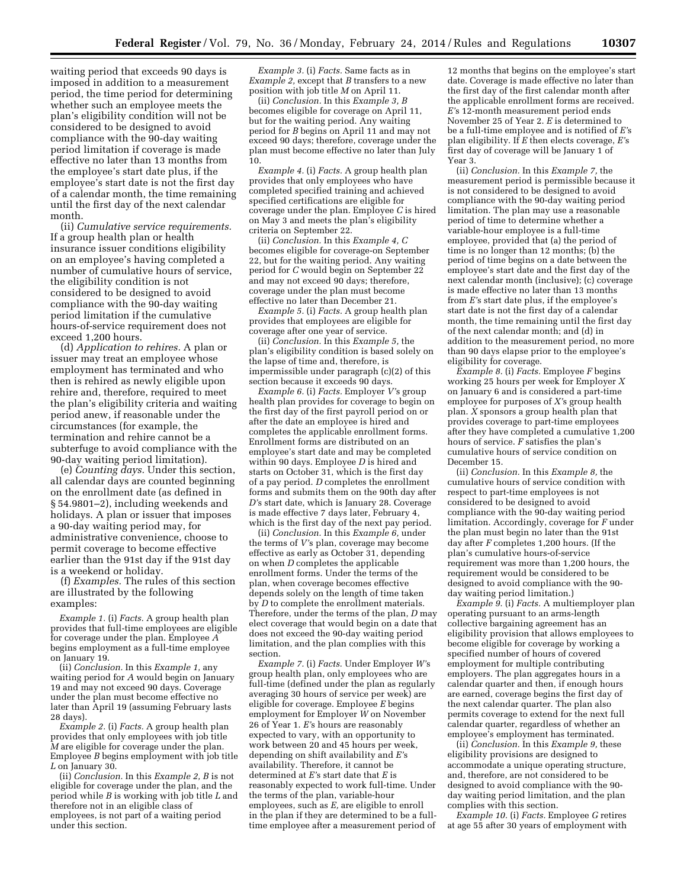waiting period that exceeds 90 days is imposed in addition to a measurement period, the time period for determining whether such an employee meets the plan's eligibility condition will not be considered to be designed to avoid compliance with the 90-day waiting period limitation if coverage is made effective no later than 13 months from the employee's start date plus, if the employee's start date is not the first day of a calendar month, the time remaining until the first day of the next calendar month.

(ii) *Cumulative service requirements.* If a group health plan or health insurance issuer conditions eligibility on an employee's having completed a number of cumulative hours of service, the eligibility condition is not considered to be designed to avoid compliance with the 90-day waiting period limitation if the cumulative hours-of-service requirement does not exceed 1,200 hours.

(d) *Application to rehires.* A plan or issuer may treat an employee whose employment has terminated and who then is rehired as newly eligible upon rehire and, therefore, required to meet the plan's eligibility criteria and waiting period anew, if reasonable under the circumstances (for example, the termination and rehire cannot be a subterfuge to avoid compliance with the 90-day waiting period limitation).

(e) *Counting days.* Under this section, all calendar days are counted beginning on the enrollment date (as defined in § 54.9801–2), including weekends and holidays. A plan or issuer that imposes a 90-day waiting period may, for administrative convenience, choose to permit coverage to become effective earlier than the 91st day if the 91st day is a weekend or holiday.

(f) *Examples.* The rules of this section are illustrated by the following examples:

*Example 1.* (i) *Facts.* A group health plan provides that full-time employees are eligible for coverage under the plan. Employee *A* begins employment as a full-time employee on January 19.

(ii) *Conclusion.* In this *Example 1,* any waiting period for *A* would begin on January 19 and may not exceed 90 days. Coverage under the plan must become effective no later than April 19 (assuming February lasts 28 days).

*Example 2.* (i) *Facts.* A group health plan provides that only employees with job title *M* are eligible for coverage under the plan. Employee *B* begins employment with job title *L* on January 30.

(ii) *Conclusion.* In this *Example 2, B* is not eligible for coverage under the plan, and the period while *B* is working with job title *L* and therefore not in an eligible class of employees, is not part of a waiting period under this section.

*Example 3.* (i) *Facts.* Same facts as in *Example 2,* except that *B* transfers to a new position with job title *M* on April 11.

(ii) *Conclusion.* In this *Example 3, B* becomes eligible for coverage on April 11, but for the waiting period. Any waiting period for *B* begins on April 11 and may not exceed 90 days; therefore, coverage under the plan must become effective no later than July 10.

*Example 4.* (i) *Facts.* A group health plan provides that only employees who have completed specified training and achieved specified certifications are eligible for coverage under the plan. Employee *C* is hired on May 3 and meets the plan's eligibility criteria on September 22.

(ii) *Conclusion.* In this *Example 4, C* becomes eligible for coverage-on September 22, but for the waiting period. Any waiting period for *C* would begin on September 22 and may not exceed 90 days; therefore, coverage under the plan must become effective no later than December 21.

*Example 5.* (i) *Facts.* A group health plan provides that employees are eligible for coverage after one year of service.

(ii) *Conclusion.* In this *Example 5,* the plan's eligibility condition is based solely on the lapse of time and, therefore, is impermissible under paragraph (c)(2) of this section because it exceeds 90 days.

*Example 6.* (i) *Facts.* Employer *V*'s group health plan provides for coverage to begin on the first day of the first payroll period on or after the date an employee is hired and completes the applicable enrollment forms. Enrollment forms are distributed on an employee's start date and may be completed within 90 days. Employee *D* is hired and starts on October 31, which is the first day of a pay period. *D* completes the enrollment forms and submits them on the 90th day after *D's* start date, which is January 28. Coverage is made effective 7 days later, February 4, which is the first day of the next pay period.

(ii) *Conclusion.* In this *Example 6,* under the terms of *V's* plan, coverage may become effective as early as October 31, depending on when *D* completes the applicable enrollment forms. Under the terms of the plan, when coverage becomes effective depends solely on the length of time taken by *D* to complete the enrollment materials. Therefore, under the terms of the plan, *D* may elect coverage that would begin on a date that does not exceed the 90-day waiting period limitation, and the plan complies with this section.

*Example 7.* (i) *Facts.* Under Employer *W*'s group health plan, only employees who are full-time (defined under the plan as regularly averaging 30 hours of service per week) are eligible for coverage. Employee *E* begins employment for Employer *W* on November 26 of Year 1. *E*'s hours are reasonably expected to vary, with an opportunity to work between 20 and 45 hours per week, depending on shift availability and *E*'s availability. Therefore, it cannot be determined at *E*'s start date that *E* is reasonably expected to work full-time. Under the terms of the plan, variable-hour employees, such as *E,* are eligible to enroll in the plan if they are determined to be a full-time employee after a measurement period of 12 months that begins on the employee's start date. Coverage is made effective no later than the first day of the first calendar month after the applicable enrollment forms are received. *E*'s 12-month measurement period ends November 25 of Year 2. *E* is determined to be a full-time employee and is notified of *E*'s plan eligibility. If *E* then elects coverage, *E*'s first day of coverage will be January 1 of Year 3.

(ii) *Conclusion.* In this *Example 7,* the measurement period is permissible because it is not considered to be designed to avoid compliance with the 90-day waiting period limitation. The plan may use a reasonable period of time to determine whether a variable-hour employee is a full-time employee, provided that (a) the period of time is no longer than 12 months; (b) the period of time begins on a date between the employee's start date and the first day of the next calendar month (inclusive); (c) coverage is made effective no later than 13 months from *E*'s start date plus, if the employee's start date is not the first day of a calendar month, the time remaining until the first day of the next calendar month; and (d) in addition to the measurement period, no more than 90 days elapse prior to the employee's eligibility for coverage.

*Example 8.* (i) *Facts.* Employee *F* begins working 25 hours per week for Employer *X* on January 6 and is considered a part-time employee for purposes of *X*'s group health plan. *X* sponsors a group health plan that provides coverage to part-time employees after they have completed a cumulative 1,200 hours of service. *F* satisfies the plan's cumulative hours of service condition on December 15.

(ii) *Conclusion.* In this *Example 8,* the cumulative hours of service condition with respect to part-time employees is not considered to be designed to avoid compliance with the 90-day waiting period limitation. Accordingly, coverage for *F* under the plan must begin no later than the 91st day after *F* completes 1,200 hours. (If the plan's cumulative hours-of-service requirement was more than 1,200 hours, the requirement would be considered to be designed to avoid compliance with the 90-day waiting period limitation.)

*Example 9.* (i) *Facts.* A multiemployer plan operating pursuant to an arms-length collective bargaining agreement has an eligibility provision that allows employees to become eligible for coverage by working a specified number of hours of covered employment for multiple contributing employers. The plan aggregates hours in a calendar quarter and then, if enough hours are earned, coverage begins the first day of the next calendar quarter. The plan also permits coverage to extend for the next full calendar quarter, regardless of whether an employee's employment has terminated.

(ii) *Conclusion.* In this *Example 9,* these eligibility provisions are designed to accommodate a unique operating structure, and, therefore, are not considered to be designed to avoid compliance with the 90-day waiting period limitation, and the plan complies with this section.

*Example 10.* (i) *Facts.* Employee *G* retires at age 55 after 30 years of employment with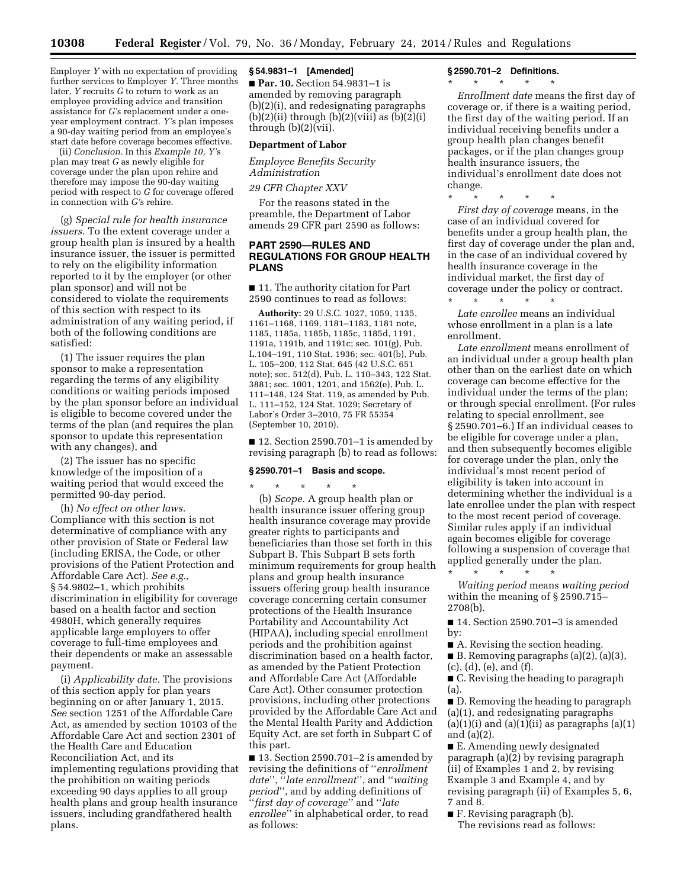Employer *Y* with no expectation of providing further services to Employer *Y*. Three months later, *Y* recruits *G* to return to work as an employee providing advice and transition assistance for *G*'s replacement under a one-year employment contract. *Y*'s plan imposes a 90-day waiting period from an employee's start date before coverage becomes effective.

(ii) *Conclusion.* In this *Example 10, Y'*s plan may treat *G* as newly eligible for coverage under the plan upon rehire and therefore may impose the 90-day waiting period with respect to *G* for coverage offered in connection with *G*'s rehire.

(g) *Special rule for health insurance issuers.* To the extent coverage under a group health plan is insured by a health insurance issuer, the issuer is permitted to rely on the eligibility information reported to it by the employer (or other plan sponsor) and will not be considered to violate the requirements of this section with respect to its administration of any waiting period, if both of the following conditions are satisfied:

(1) The issuer requires the plan sponsor to make a representation regarding the terms of any eligibility conditions or waiting periods imposed by the plan sponsor before an individual is eligible to become covered under the terms of the plan (and requires the plan sponsor to update this representation with any changes), and

(2) The issuer has no specific knowledge of the imposition of a waiting period that would exceed the permitted 90-day period.

(h) *No effect on other laws.* Compliance with this section is not determinative of compliance with any other provision of State or Federal law (including ERISA, the Code, or other provisions of the Patient Protection and Affordable Care Act). *See e.g.,* § 54.9802–1, which prohibits discrimination in eligibility for coverage based on a health factor and section 4980H, which generally requires applicable large employers to offer coverage to full-time employees and their dependents or make an assessable payment.

(i) *Applicability date.* The provisions of this section apply for plan years beginning on or after January 1, 2015. *See* section 1251 of the Affordable Care Act, as amended by section 10103 of the Affordable Care Act and section 2301 of the Health Care and Education Reconciliation Act, and its implementing regulations providing that the prohibition on waiting periods exceeding 90 days applies to all group health plans and group health insurance issuers, including grandfathered health plans.

**§ 54.9831–1 [Amended]**

■ **Par. 10.** Section 54.9831–1 is amended by removing paragraph (b)(2)(i), and redesignating paragraphs (b)(2)(ii) through (b)(2)(viii) as (b)(2)(i) through (b)(2)(vii).

**Department of Labor**

*Employee Benefits Security Administration*

*29 CFR Chapter XXV*

For the reasons stated in the preamble, the Department of Labor amends 29 CFR part 2590 as follows:

## PART 2590—RULES AND REGULATIONS FOR GROUP HEALTH PLANS

■ 11. The authority citation for Part 2590 continues to read as follows:

**Authority:** 29 U.S.C. 1027, 1059, 1135, 1161–1168, 1169, 1181–1183, 1181 note, 1185, 1185a, 1185b, 1185c, 1185d, 1191, 1191a, 1191b, and 1191c; sec. 101(g), Pub. L.104–191, 110 Stat. 1936; sec. 401(b), Pub. L. 105–200, 112 Stat. 645 (42 U.S.C. 651 note); sec. 512(d), Pub. L. 110–343, 122 Stat. 3881; sec. 1001, 1201, and 1562(e), Pub. L. 111–148, 124 Stat. 119, as amended by Pub. L. 111–152, 124 Stat. 1029; Secretary of Labor's Order 3–2010, 75 FR 55354 (September 10, 2010).

■ 12. Section 2590.701–1 is amended by revising paragraph (b) to read as follows:

**§ 2590.701–1 Basis and scope.**

\* \* \* \* \*

(b) *Scope.* A group health plan or health insurance issuer offering group health insurance coverage may provide greater rights to participants and beneficiaries than those set forth in this Subpart B. This Subpart B sets forth minimum requirements for group health plans and group health insurance issuers offering group health insurance coverage concerning certain consumer protections of the Health Insurance Portability and Accountability Act (HIPAA), including special enrollment periods and the prohibition against discrimination based on a health factor, as amended by the Patient Protection and Affordable Care Act (Affordable Care Act). Other consumer protection provisions, including other protections provided by the Affordable Care Act and the Mental Health Parity and Addiction Equity Act, are set forth in Subpart C of this part.

■ 13. Section 2590.701–2 is amended by revising the definitions of ''*enrollment date*'', ''*late enrollment*'', and ''*waiting period*'', and by adding definitions of ''*first day of coverage*'' and ''*late enrollee*'' in alphabetical order, to read as follows:

**§ 2590.701–2 Definitions.**

\* \* \* \* \*

*Enrollment date* means the first day of coverage or, if there is a waiting period, the first day of the waiting period. If an individual receiving benefits under a group health plan changes benefit packages, or if the plan changes group health insurance issuers, the individual's enrollment date does not change.

\* \* \* \* \*

*First day of coverage* means, in the case of an individual covered for benefits under a group health plan, the first day of coverage under the plan and, in the case of an individual covered by health insurance coverage in the individual market, the first day of coverage under the policy or contract.

\* \* \* \* \*

*Late enrollee* means an individual whose enrollment in a plan is a late enrollment.

*Late enrollment* means enrollment of an individual under a group health plan other than on the earliest date on which coverage can become effective for the individual under the terms of the plan; or through special enrollment. (For rules relating to special enrollment, see § 2590.701–6.) If an individual ceases to be eligible for coverage under a plan, and then subsequently becomes eligible for coverage under the plan, only the individual's most recent period of eligibility is taken into account in determining whether the individual is a late enrollee under the plan with respect to the most recent period of coverage. Similar rules apply if an individual again becomes eligible for coverage following a suspension of coverage that applied generally under the plan.

\* \* \* \* \*

*Waiting period* means *waiting period* within the meaning of § 2590.715–2708(b).

■ 14. Section 2590.701–3 is amended by:

■ A. Revising the section heading.

■ B. Removing paragraphs (a)(2), (a)(3), (c), (d), (e), and (f).

■ C. Revising the heading to paragraph (a).

■ D. Removing the heading to paragraph (a)(1), and redesignating paragraphs (a)(1)(i) and (a)(1)(ii) as paragraphs (a)(1) and (a)(2).

■ E. Amending newly designated paragraph (a)(2) by revising paragraph (ii) of Examples 1 and 2, by revising Example 3 and Example 4, and by revising paragraph (ii) of Examples 5, 6, 7 and 8.

■ F. Revising paragraph (b).

The revisions read as follows: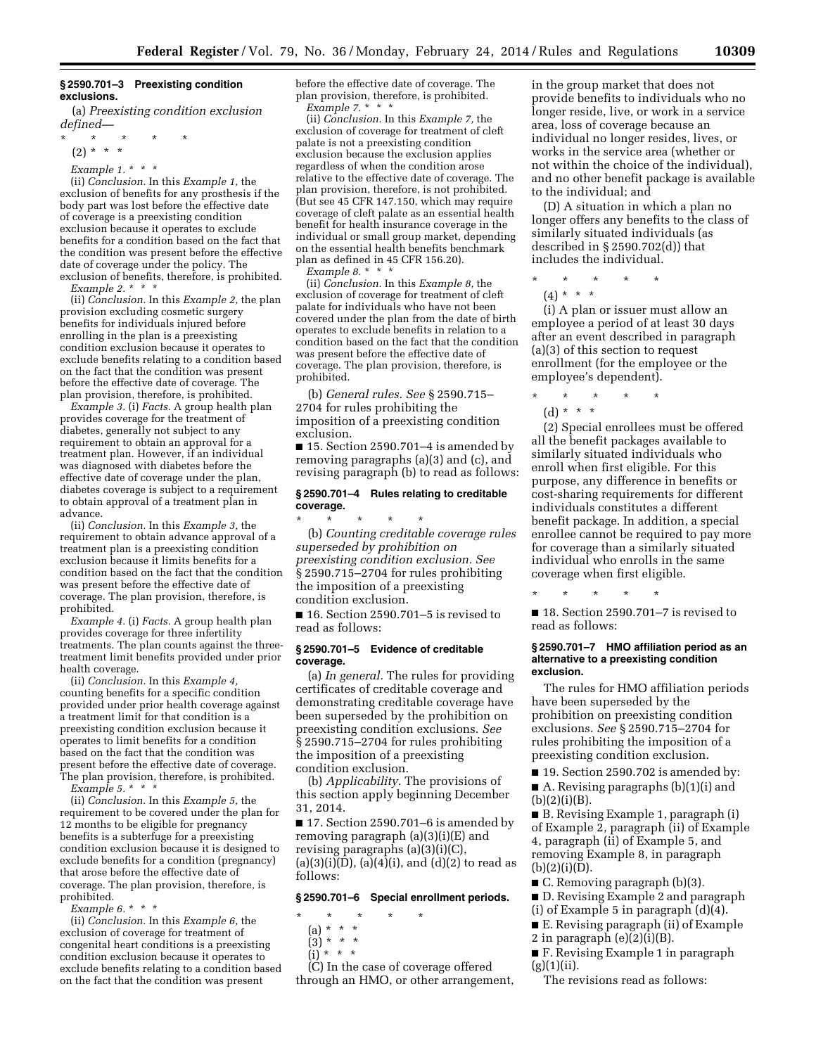### § 2590.701–3 Preexisting condition exclusions.

(a) *Preexisting condition exclusion defined*—

\* \* \* \* \*

(2) \* \* \*

*Example 1.* \* \* \*

(ii) *Conclusion.* In this *Example 1,* the exclusion of benefits for any prosthesis if the body part was lost before the effective date of coverage is a preexisting condition exclusion because it operates to exclude benefits for a condition based on the fact that the condition was present before the effective date of coverage under the policy. The exclusion of benefits, therefore, is prohibited.

*Example 2.* \* \* \*

(ii) *Conclusion.* In this *Example 2,* the plan provision excluding cosmetic surgery benefits for individuals injured before enrolling in the plan is a preexisting condition exclusion because it operates to exclude benefits relating to a condition based on the fact that the condition was present before the effective date of coverage. The plan provision, therefore, is prohibited.

*Example 3.* (i) *Facts.* A group health plan provides coverage for the treatment of diabetes, generally not subject to any requirement to obtain an approval for a treatment plan. However, if an individual was diagnosed with diabetes before the effective date of coverage under the plan, diabetes coverage is subject to a requirement to obtain approval of a treatment plan in advance.

(ii) *Conclusion.* In this *Example 3,* the requirement to obtain advance approval of a treatment plan is a preexisting condition exclusion because it limits benefits for a condition based on the fact that the condition was present before the effective date of coverage. The plan provision, therefore, is prohibited.

*Example 4.* (i) *Facts.* A group health plan provides coverage for three infertility treatments. The plan counts against the three-treatment limit benefits provided under prior health coverage.

(ii) *Conclusion.* In this *Example 4,* counting benefits for a specific condition provided under prior health coverage against a treatment limit for that condition is a preexisting condition exclusion because it operates to limit benefits for a condition based on the fact that the condition was present before the effective date of coverage. The plan provision, therefore, is prohibited.

*Example 5.* \* \* \*

(ii) *Conclusion.* In this *Example 5,* the requirement to be covered under the plan for 12 months to be eligible for pregnancy benefits is a subterfuge for a preexisting condition exclusion because it is designed to exclude benefits for a condition (pregnancy) that arose before the effective date of coverage. The plan provision, therefore, is prohibited.

*Example 6.* \* \* \*

(ii) *Conclusion.* In this *Example 6,* the exclusion of coverage for treatment of congenital heart conditions is a preexisting condition exclusion because it operates to exclude benefits relating to a condition based on the fact that the condition was present before the effective date of coverage. The plan provision, therefore, is prohibited.

*Example 7.* \* \* \*

(ii) *Conclusion.* In this *Example 7,* the exclusion of coverage for treatment of cleft palate is not a preexisting condition exclusion because the exclusion applies regardless of when the condition arose relative to the effective date of coverage. The plan provision, therefore, is not prohibited. (But see 45 CFR 147.150, which may require coverage of cleft palate as an essential health benefit for health insurance coverage in the individual or small group market, depending on the essential health benefits benchmark plan as defined in 45 CFR 156.20).

*Example 8.* \* \* \*

(ii) *Conclusion.* In this *Example 8,* the exclusion of coverage for treatment of cleft palate for individuals who have not been covered under the plan from the date of birth operates to exclude benefits in relation to a condition based on the fact that the condition was present before the effective date of coverage. The plan provision, therefore, is prohibited.

(b) *General rules. See* § 2590.715–2704 for rules prohibiting the imposition of a preexisting condition exclusion.

■ 15. Section 2590.701–4 is amended by removing paragraphs (a)(3) and (c), and revising paragraph (b) to read as follows:

### § 2590.701–4 Rules relating to creditable coverage.

\* \* \* \* \*

(b) *Counting creditable coverage rules superseded by prohibition on preexisting condition exclusion. See* § 2590.715–2704 for rules prohibiting the imposition of a preexisting condition exclusion.

■ 16. Section 2590.701–5 is revised to read as follows:

### § 2590.701–5 Evidence of creditable coverage.

(a) *In general.* The rules for providing certificates of creditable coverage and demonstrating creditable coverage have been superseded by the prohibition on preexisting condition exclusions. *See* § 2590.715–2704 for rules prohibiting the imposition of a preexisting condition exclusion.

(b) *Applicability.* The provisions of this section apply beginning December 31, 2014.

■ 17. Section 2590.701–6 is amended by removing paragraph (a)(3)(i)(E) and revising paragraphs (a)(3)(i)(C), (a)(3)(i)(D), (a)(4)(i), and (d)(2) to read as follows:

### § 2590.701–6 Special enrollment periods.

\* \* \* \* \*

(a) \* \* \*

(3) \* \* \*

(i) \* \* \*

(C) In the case of coverage offered through an HMO, or other arrangement, in the group market that does not provide benefits to individuals who no longer reside, live, or work in a service area, loss of coverage because an individual no longer resides, lives, or works in the service area (whether or not within the choice of the individual), and no other benefit package is available to the individual; and

(D) A situation in which a plan no longer offers any benefits to the class of similarly situated individuals (as described in § 2590.702(d)) that includes the individual.

\* \* \* \* \*

(4) \* \* \*

(i) A plan or issuer must allow an employee a period of at least 30 days after an event described in paragraph (a)(3) of this section to request enrollment (for the employee or the employee's dependent).

\* \* \* \* \*

(d) \* \* \*

(2) Special enrollees must be offered all the benefit packages available to similarly situated individuals who enroll when first eligible. For this purpose, any difference in benefits or cost-sharing requirements for different individuals constitutes a different benefit package. In addition, a special enrollee cannot be required to pay more for coverage than a similarly situated individual who enrolls in the same coverage when first eligible.

\* \* \* \* \*

■ 18. Section 2590.701–7 is revised to read as follows:

### § 2590.701–7 HMO affiliation period as an alternative to a preexisting condition exclusion.

The rules for HMO affiliation periods have been superseded by the prohibition on preexisting condition exclusions. *See* § 2590.715–2704 for rules prohibiting the imposition of a preexisting condition exclusion.

■ 19. Section 2590.702 is amended by:

■ A. Revising paragraphs (b)(1)(i) and (b)(2)(i)(B).

■ B. Revising Example 1, paragraph (i) of Example 2, paragraph (ii) of Example 4, paragraph (ii) of Example 5, and removing Example 8, in paragraph (b)(2)(i)(D).

■ C. Removing paragraph (b)(3).

■ D. Revising Example 2 and paragraph (i) of Example 5 in paragraph (d)(4).

■ E. Revising paragraph (ii) of Example 2 in paragraph (e)(2)(i)(B).

■ F. Revising Example 1 in paragraph (g)(1)(ii).

The revisions read as follows: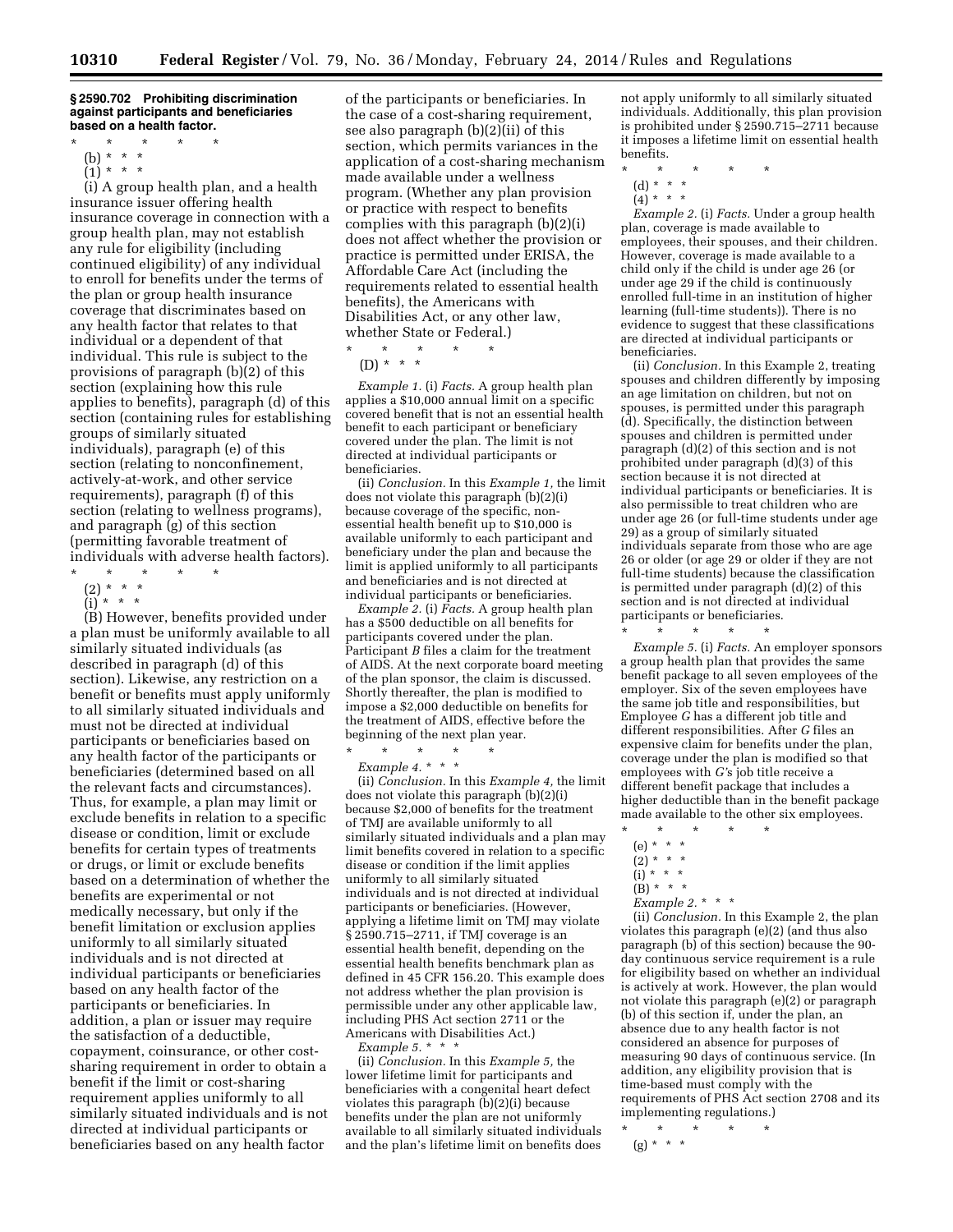## § 2590.702 Prohibiting discrimination against participants and beneficiaries based on a health factor.

\* \* \* \* \*

(b) \* \* \*

(1) \* \* \*

(i) A group health plan, and a health insurance issuer offering health insurance coverage in connection with a group health plan, may not establish any rule for eligibility (including continued eligibility) of any individual to enroll for benefits under the terms of the plan or group health insurance coverage that discriminates based on any health factor that relates to that individual or a dependent of that individual. This rule is subject to the provisions of paragraph (b)(2) of this section (explaining how this rule applies to benefits), paragraph (d) of this section (containing rules for establishing groups of similarly situated individuals), paragraph (e) of this section (relating to nonconfinement, actively-at-work, and other service requirements), paragraph (f) of this section (relating to wellness programs), and paragraph (g) of this section (permitting favorable treatment of individuals with adverse health factors).

\* \* \* \* \*

(2) \* \* \*

(i) \* \* \*

(B) However, benefits provided under a plan must be uniformly available to all similarly situated individuals (as described in paragraph (d) of this section). Likewise, any restriction on a benefit or benefits must apply uniformly to all similarly situated individuals and must not be directed at individual participants or beneficiaries based on any health factor of the participants or beneficiaries (determined based on all the relevant facts and circumstances). Thus, for example, a plan may limit or exclude benefits in relation to a specific disease or condition, limit or exclude benefits for certain types of treatments or drugs, or limit or exclude benefits based on a determination of whether the benefits are experimental or not medically necessary, but only if the benefit limitation or exclusion applies uniformly to all similarly situated individuals and is not directed at individual participants or beneficiaries based on any health factor of the participants or beneficiaries. In addition, a plan or issuer may require the satisfaction of a deductible, copayment, coinsurance, or other cost-sharing requirement in order to obtain a benefit if the limit or cost-sharing requirement applies uniformly to all similarly situated individuals and is not directed at individual participants or beneficiaries based on any health factor of the participants or beneficiaries. In the case of a cost-sharing requirement, see also paragraph (b)(2)(ii) of this section, which permits variances in the application of a cost-sharing mechanism made available under a wellness program. (Whether any plan provision or practice with respect to benefits complies with this paragraph (b)(2)(i) does not affect whether the provision or practice is permitted under ERISA, the Affordable Care Act (including the requirements related to essential health benefits), the Americans with Disabilities Act, or any other law, whether State or Federal.)

\* \* \* \* \*

(D) \* \* \*

*Example 1.* (i) *Facts.* A group health plan applies a $10,000 annual limit on a specific covered benefit that is not an essential health benefit to each participant or beneficiary covered under the plan. The limit is not directed at individual participants or beneficiaries.

(ii) *Conclusion.* In this *Example 1,* the limit does not violate this paragraph (b)(2)(i) because coverage of the specific, non-essential health benefit up to $10,000 is available uniformly to each participant and beneficiary under the plan and because the limit is applied uniformly to all participants and beneficiaries and is not directed at individual participants or beneficiaries.

*Example 2.* (i) *Facts.* A group health plan has a $500 deductible on all benefits for participants covered under the plan. Participant *B* files a claim for the treatment of AIDS. At the next corporate board meeting of the plan sponsor, the claim is discussed. Shortly thereafter, the plan is modified to impose a $2,000 deductible on benefits for the treatment of AIDS, effective before the beginning of the next plan year.

\* \* \* \* \*

*Example 4.* \* \* \*

(ii) *Conclusion.* In this *Example 4,* the limit does not violate this paragraph (b)(2)(i) because $2,000 of benefits for the treatment of TMJ are available uniformly to all similarly situated individuals and a plan may limit benefits covered in relation to a specific disease or condition if the limit applies uniformly to all similarly situated individuals and is not directed at individual participants or beneficiaries. (However, applying a lifetime limit on TMJ may violate § 2590.715–2711, if TMJ coverage is an essential health benefit, depending on the essential health benefits benchmark plan as defined in 45 CFR 156.20. This example does not address whether the plan provision is permissible under any other applicable law, including PHS Act section 2711 or the Americans with Disabilities Act.)

*Example 5.* \* \* \*

(ii) *Conclusion.* In this *Example 5,* the lower lifetime limit for participants and beneficiaries with a congenital heart defect violates this paragraph (b)(2)(i) because benefits under the plan are not uniformly available to all similarly situated individuals and the plan's lifetime limit on benefits does not apply uniformly to all similarly situated individuals. Additionally, this plan provision is prohibited under § 2590.715–2711 because it imposes a lifetime limit on essential health benefits.

\* \* \* \* \*

(d) \* \* \*

(4) \* \* \*

*Example 2.* (i) *Facts.* Under a group health plan, coverage is made available to employees, their spouses, and their children. However, coverage is made available to a child only if the child is under age 26 (or under age 29 if the child is continuously enrolled full-time in an institution of higher learning (full-time students)). There is no evidence to suggest that these classifications are directed at individual participants or beneficiaries.

(ii) *Conclusion.* In this Example 2, treating spouses and children differently by imposing an age limitation on children, but not on spouses, is permitted under this paragraph (d). Specifically, the distinction between spouses and children is permitted under paragraph (d)(2) of this section and is not prohibited under paragraph (d)(3) of this section because it is not directed at individual participants or beneficiaries. It is also permissible to treat children who are under age 26 (or full-time students under age 29) as a group of similarly situated individuals separate from those who are age 26 or older (or age 29 or older if they are not full-time students) because the classification is permitted under paragraph (d)(2) of this section and is not directed at individual participants or beneficiaries.

\* \* \* \* \*

*Example 5.* (i) *Facts.* An employer sponsors a group health plan that provides the same benefit package to all seven employees of the employer. Six of the seven employees have the same job title and responsibilities, but Employee *G* has a different job title and different responsibilities. After *G* files an expensive claim for benefits under the plan, coverage under the plan is modified so that employees with *G*'s job title receive a different benefit package that includes a higher deductible than in the benefit package made available to the other six employees.

\* \* \* \* \*

(e) \* \* \*

(2) \* \* \*

(i) \* \* \*

(B) \* \* \*

*Example 2.* \* \* \*

(ii) *Conclusion.* In this Example 2, the plan violates this paragraph (e)(2) (and thus also paragraph (b) of this section) because the 90-day continuous service requirement is a rule for eligibility based on whether an individual is actively at work. However, the plan would not violate this paragraph (e)(2) or paragraph (b) of this section if, under the plan, an absence due to any health factor is not considered an absence for purposes of measuring 90 days of continuous service. (In addition, any eligibility provision that is time-based must comply with the requirements of PHS Act section 2708 and its implementing regulations.)

\* \* \* \* \*

(g) \* \* \*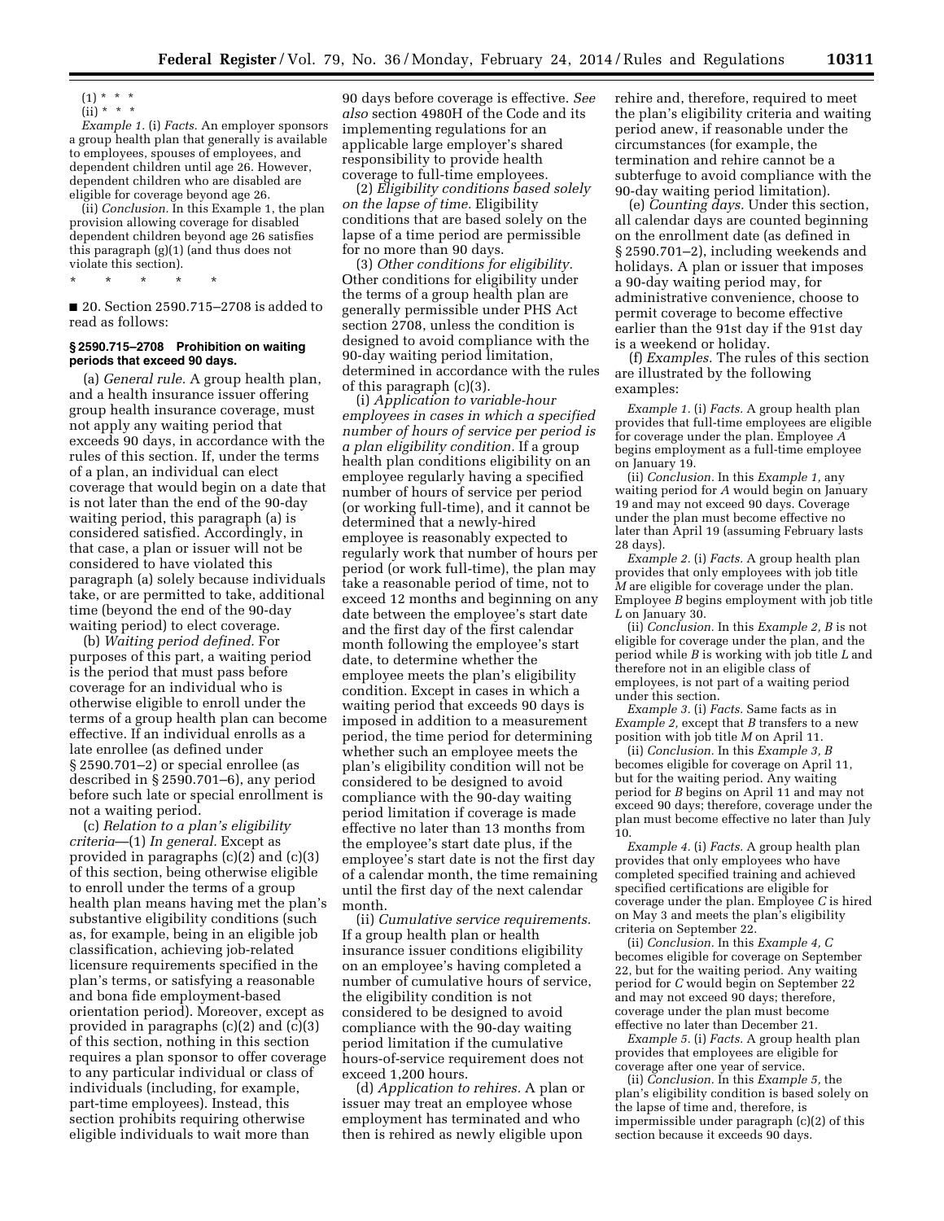(1) * * *

(ii) * * *

*Example 1.* (i) *Facts.* An employer sponsors a group health plan that generally is available to employees, spouses of employees, and dependent children until age 26. However, dependent children who are disabled are eligible for coverage beyond age 26.

(ii) *Conclusion.* In this Example 1, the plan provision allowing coverage for disabled dependent children beyond age 26 satisfies this paragraph (g)(1) (and thus does not violate this section).

\* \* \* \* \*

■ 20. Section 2590.715–2708 is added to read as follows:

### § 2590.715–2708 Prohibition on waiting periods that exceed 90 days.

(a) *General rule.* A group health plan, and a health insurance issuer offering group health insurance coverage, must not apply any waiting period that exceeds 90 days, in accordance with the rules of this section. If, under the terms of a plan, an individual can elect coverage that would begin on a date that is not later than the end of the 90-day waiting period, this paragraph (a) is considered satisfied. Accordingly, in that case, a plan or issuer will not be considered to have violated this paragraph (a) solely because individuals take, or are permitted to take, additional time (beyond the end of the 90-day waiting period) to elect coverage.

(b) *Waiting period defined.* For purposes of this part, a waiting period is the period that must pass before coverage for an individual who is otherwise eligible to enroll under the terms of a group health plan can become effective. If an individual enrolls as a late enrollee (as defined under § 2590.701–2) or special enrollee (as described in § 2590.701–6), any period before such late or special enrollment is not a waiting period.

(c) *Relation to a plan's eligibility criteria*—(1) *In general.* Except as provided in paragraphs (c)(2) and (c)(3) of this section, being otherwise eligible to enroll under the terms of a group health plan means having met the plan's substantive eligibility conditions (such as, for example, being in an eligible job classification, achieving job-related licensure requirements specified in the plan's terms, or satisfying a reasonable and bona fide employment-based orientation period). Moreover, except as provided in paragraphs (c)(2) and (c)(3) of this section, nothing in this section requires a plan sponsor to offer coverage to any particular individual or class of individuals (including, for example, part-time employees). Instead, this section prohibits requiring otherwise eligible individuals to wait more than 90 days before coverage is effective. *See also* section 4980H of the Code and its implementing regulations for an applicable large employer's shared responsibility to provide health coverage to full-time employees.

(2) *Eligibility conditions based solely on the lapse of time.* Eligibility conditions that are based solely on the lapse of a time period are permissible for no more than 90 days.

(3) *Other conditions for eligibility.* Other conditions for eligibility under the terms of a group health plan are generally permissible under PHS Act section 2708, unless the condition is designed to avoid compliance with the 90-day waiting period limitation, determined in accordance with the rules of this paragraph (c)(3).

(i) *Application to variable-hour employees in cases in which a specified number of hours of service per period is a plan eligibility condition.* If a group health plan conditions eligibility on an employee regularly having a specified number of hours of service per period (or working full-time), and it cannot be determined that a newly-hired employee is reasonably expected to regularly work that number of hours per period (or work full-time), the plan may take a reasonable period of time, not to exceed 12 months and beginning on any date between the employee's start date and the first day of the first calendar month following the employee's start date, to determine whether the employee meets the plan's eligibility condition. Except in cases in which a waiting period that exceeds 90 days is imposed in addition to a measurement period, the time period for determining whether such an employee meets the plan's eligibility condition will not be considered to be designed to avoid compliance with the 90-day waiting period limitation if coverage is made effective no later than 13 months from the employee's start date plus, if the employee's start date is not the first day of a calendar month, the time remaining until the first day of the next calendar month.

(ii) *Cumulative service requirements.* If a group health plan or health insurance issuer conditions eligibility on an employee's having completed a number of cumulative hours of service, the eligibility condition is not considered to be designed to avoid compliance with the 90-day waiting period limitation if the cumulative hours-of-service requirement does not exceed 1,200 hours.

(d) *Application to rehires.* A plan or issuer may treat an employee whose employment has terminated and who then is rehired as newly eligible upon rehire and, therefore, required to meet the plan's eligibility criteria and waiting period anew, if reasonable under the circumstances (for example, the termination and rehire cannot be a subterfuge to avoid compliance with the 90-day waiting period limitation).

(e) *Counting days.* Under this section, all calendar days are counted beginning on the enrollment date (as defined in § 2590.701–2), including weekends and holidays. A plan or issuer that imposes a 90-day waiting period may, for administrative convenience, choose to permit coverage to become effective earlier than the 91st day if the 91st day is a weekend or holiday.

(f) *Examples.* The rules of this section are illustrated by the following examples:

*Example 1.* (i) *Facts.* A group health plan provides that full-time employees are eligible for coverage under the plan. Employee *A* begins employment as a full-time employee on January 19.

(ii) *Conclusion.* In this *Example 1,* any waiting period for *A* would begin on January 19 and may not exceed 90 days. Coverage under the plan must become effective no later than April 19 (assuming February lasts 28 days).

*Example 2.* (i) *Facts.* A group health plan provides that only employees with job title *M* are eligible for coverage under the plan. Employee *B* begins employment with job title *L* on January 30.

(ii) *Conclusion.* In this *Example 2, B* is not eligible for coverage under the plan, and the period while *B* is working with job title *L* and therefore not in an eligible class of employees, is not part of a waiting period under this section.

*Example 3.* (i) *Facts.* Same facts as in *Example 2,* except that *B* transfers to a new position with job title *M* on April 11.

(ii) *Conclusion.* In this *Example 3, B* becomes eligible for coverage on April 11, but for the waiting period. Any waiting period for *B* begins on April 11 and may not exceed 90 days; therefore, coverage under the plan must become effective no later than July 10.

*Example 4.* (i) *Facts.* A group health plan provides that only employees who have completed specified training and achieved specified certifications are eligible for coverage under the plan. Employee *C* is hired on May 3 and meets the plan's eligibility criteria on September 22.

(ii) *Conclusion.* In this *Example 4, C* becomes eligible for coverage on September 22, but for the waiting period. Any waiting period for *C* would begin on September 22 and may not exceed 90 days; therefore, coverage under the plan must become effective no later than December 21.

*Example 5.* (i) *Facts.* A group health plan provides that employees are eligible for coverage after one year of service.

(ii) *Conclusion.* In this *Example 5,* the plan's eligibility condition is based solely on the lapse of time and, therefore, is impermissible under paragraph (c)(2) of this section because it exceeds 90 days.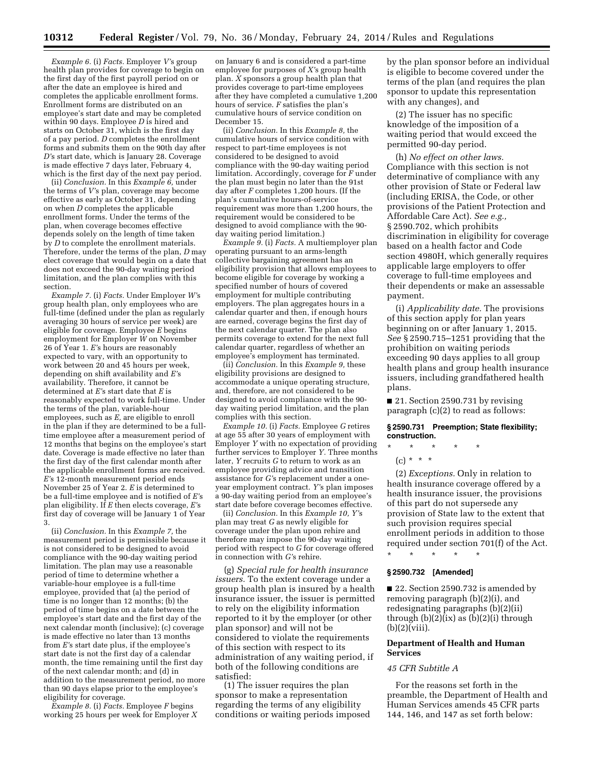*Example 6.* (i) *Facts.* Employer *V*'s group health plan provides for coverage to begin on the first day of the first payroll period on or after the date an employee is hired and completes the applicable enrollment forms. Enrollment forms are distributed on an employee's start date and may be completed within 90 days. Employee *D* is hired and starts on October 31, which is the first day of a pay period. *D* completes the enrollment forms and submits them on the 90th day after *D*'s start date, which is January 28. Coverage is made effective 7 days later, February 4, which is the first day of the next pay period.

(ii) *Conclusion.* In this *Example 6,* under the terms of *V*'s plan, coverage may become effective as early as October 31, depending on when *D* completes the applicable enrollment forms. Under the terms of the plan, when coverage becomes effective depends solely on the length of time taken by *D* to complete the enrollment materials. Therefore, under the terms of the plan, *D* may elect coverage that would begin on a date that does not exceed the 90-day waiting period limitation, and the plan complies with this section.

*Example 7.* (i) *Facts.* Under Employer *W*'s group health plan, only employees who are full-time (defined under the plan as regularly averaging 30 hours of service per week) are eligible for coverage. Employee *E* begins employment for Employer *W* on November 26 of Year 1. *E*'s hours are reasonably expected to vary, with an opportunity to work between 20 and 45 hours per week, depending on shift availability and *E*'s availability. Therefore, it cannot be determined at *E*'s start date that *E* is reasonably expected to work full-time. Under the terms of the plan, variable-hour employees, such as *E,* are eligible to enroll in the plan if they are determined to be a full-time employee after a measurement period of 12 months that begins on the employee's start date. Coverage is made effective no later than the first day of the first calendar month after the applicable enrollment forms are received. *E*'s 12-month measurement period ends November 25 of Year 2. *E* is determined to be a full-time employee and is notified of *E*'s plan eligibility. If *E* then elects coverage, *E*'s first day of coverage will be January 1 of Year 3.

(ii) *Conclusion.* In this *Example 7,* the measurement period is permissible because it is not considered to be designed to avoid compliance with the 90-day waiting period limitation. The plan may use a reasonable period of time to determine whether a variable-hour employee is a full-time employee, provided that (a) the period of time is no longer than 12 months; (b) the period of time begins on a date between the employee's start date and the first day of the next calendar month (inclusive); (c) coverage is made effective no later than 13 months from *E*'s start date plus, if the employee's start date is not the first day of a calendar month, the time remaining until the first day of the next calendar month; and (d) in addition to the measurement period, no more than 90 days elapse prior to the employee's eligibility for coverage.

*Example 8.* (i) *Facts.* Employee *F* begins working 25 hours per week for Employer *X* on January 6 and is considered a part-time employee for purposes of *X*'s group health plan. *X* sponsors a group health plan that provides coverage to part-time employees after they have completed a cumulative 1,200 hours of service. *F* satisfies the plan's cumulative hours of service condition on December 15.

(ii) *Conclusion.* In this *Example 8,* the cumulative hours of service condition with respect to part-time employees is not considered to be designed to avoid compliance with the 90-day waiting period limitation. Accordingly, coverage for *F* under the plan must begin no later than the 91st day after *F* completes 1,200 hours. (If the plan's cumulative hours-of-service requirement was more than 1,200 hours, the requirement would be considered to be designed to avoid compliance with the 90-day waiting period limitation.)

*Example 9.* (i) *Facts.* A multiemployer plan operating pursuant to an arms-length collective bargaining agreement has an eligibility provision that allows employees to become eligible for coverage by working a specified number of hours of covered employment for multiple contributing employers. The plan aggregates hours in a calendar quarter and then, if enough hours are earned, coverage begins the first day of the next calendar quarter. The plan also permits coverage to extend for the next full calendar quarter, regardless of whether an employee's employment has terminated.

(ii) *Conclusion.* In this *Example 9,* these eligibility provisions are designed to accommodate a unique operating structure, and, therefore, are not considered to be designed to avoid compliance with the 90-day waiting period limitation, and the plan complies with this section.

*Example 10.* (i) *Facts.* Employee *G* retires at age 55 after 30 years of employment with Employer *Y* with no expectation of providing further services to Employer *Y.* Three months later, *Y* recruits *G* to return to work as an employee providing advice and transition assistance for *G*'s replacement under a one-year employment contract. *Y*'s plan imposes a 90-day waiting period from an employee's start date before coverage becomes effective.

(ii) *Conclusion.* In this *Example 10, Y*'s plan may treat *G* as newly eligible for coverage under the plan upon rehire and therefore may impose the 90-day waiting period with respect to *G* for coverage offered in connection with *G*'s rehire.

(g) *Special rule for health insurance issuers.* To the extent coverage under a group health plan is insured by a health insurance issuer, the issuer is permitted to rely on the eligibility information reported to it by the employer (or other plan sponsor) and will not be considered to violate the requirements of this section with respect to its administration of any waiting period, if both of the following conditions are satisfied:

(1) The issuer requires the plan sponsor to make a representation regarding the terms of any eligibility conditions or waiting periods imposed by the plan sponsor before an individual is eligible to become covered under the terms of the plan (and requires the plan sponsor to update this representation with any changes), and

(2) The issuer has no specific knowledge of the imposition of a waiting period that would exceed the permitted 90-day period.

(h) *No effect on other laws.* Compliance with this section is not determinative of compliance with any other provision of State or Federal law (including ERISA, the Code, or other provisions of the Patient Protection and Affordable Care Act). *See e.g.,* § 2590.702, which prohibits discrimination in eligibility for coverage based on a health factor and Code section 4980H, which generally requires applicable large employers to offer coverage to full-time employees and their dependents or make an assessable payment.

(i) *Applicability date.* The provisions of this section apply for plan years beginning on or after January 1, 2015. *See* § 2590.715–1251 providing that the prohibition on waiting periods exceeding 90 days applies to all group health plans and group health insurance issuers, including grandfathered health plans.

■ 21. Section 2590.731 by revising paragraph (c)(2) to read as follows:

**§ 2590.731 Preemption; State flexibility; construction.**

\* \* \* \* \*

(c) \* \* \*

(2) *Exceptions.* Only in relation to health insurance coverage offered by a health insurance issuer, the provisions of this part do not supersede any provision of State law to the extent that such provision requires special enrollment periods in addition to those required under section 701(f) of the Act.

\* \* \* \* \*

**§ 2590.732 [Amended]**

■ 22. Section 2590.732 is amended by removing paragraph (b)(2)(i), and redesignating paragraphs (b)(2)(ii) through (b)(2)(ix) as (b)(2)(i) through (b)(2)(viii).

**Department of Health and Human Services**

*45 CFR Subtitle A*

For the reasons set forth in the preamble, the Department of Health and Human Services amends 45 CFR parts 144, 146, and 147 as set forth below: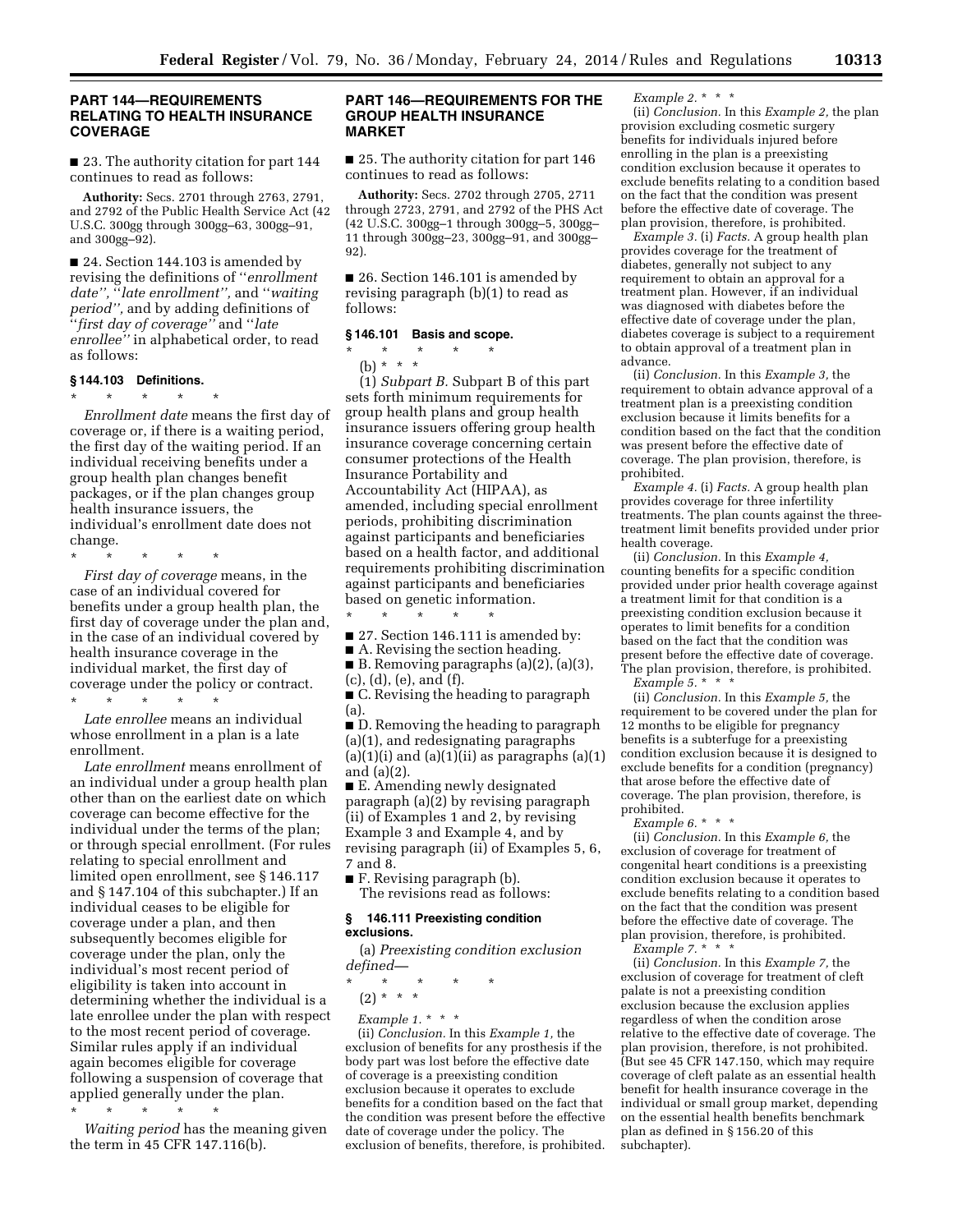## PART 144—REQUIREMENTS RELATING TO HEALTH INSURANCE COVERAGE

■ 23. The authority citation for part 144 continues to read as follows:

**Authority:** Secs. 2701 through 2763, 2791, and 2792 of the Public Health Service Act (42 U.S.C. 300gg through 300gg–63, 300gg–91, and 300gg–92).

■ 24. Section 144.103 is amended by revising the definitions of ''*enrollment date*'', ''*late enrollment*'', and ''*waiting period*'', and by adding definitions of ''*first day of coverage*'' and ''*late enrollee*'' in alphabetical order, to read as follows:

### § 144.103 Definitions.

\* \* \* \* \*

*Enrollment date* means the first day of coverage or, if there is a waiting period, the first day of the waiting period. If an individual receiving benefits under a group health plan changes benefit packages, or if the plan changes group health insurance issuers, the individual's enrollment date does not change.

\* \* \* \* \*

*First day of coverage* means, in the case of an individual covered for benefits under a group health plan, the first day of coverage under the plan and, in the case of an individual covered by health insurance coverage in the individual market, the first day of coverage under the policy or contract.

\* \* \* \* \*

*Late enrollee* means an individual whose enrollment in a plan is a late enrollment.

*Late enrollment* means enrollment of an individual under a group health plan other than on the earliest date on which coverage can become effective for the individual under the terms of the plan; or through special enrollment. (For rules relating to special enrollment and limited open enrollment, see § 146.117 and § 147.104 of this subchapter.) If an individual ceases to be eligible for coverage under a plan, and then subsequently becomes eligible for coverage under the plan, only the individual's most recent period of eligibility is taken into account in determining whether the individual is a late enrollee under the plan with respect to the most recent period of coverage. Similar rules apply if an individual again becomes eligible for coverage following a suspension of coverage that applied generally under the plan.

\* \* \* \* \*

*Waiting period* has the meaning given the term in 45 CFR 147.116(b).

## PART 146—REQUIREMENTS FOR THE GROUP HEALTH INSURANCE MARKET

■ 25. The authority citation for part 146 continues to read as follows:

**Authority:** Secs. 2702 through 2705, 2711 through 2723, 2791, and 2792 of the PHS Act (42 U.S.C. 300gg–1 through 300gg–5, 300gg–11 through 300gg–23, 300gg–91, and 300gg–92).

■ 26. Section 146.101 is amended by revising paragraph (b)(1) to read as follows:

### § 146.101 Basis and scope.

\* \* \* \* \*

(b) \* \* \*

(1) *Subpart B.* Subpart B of this part sets forth minimum requirements for group health plans and group health insurance issuers offering group health insurance coverage concerning certain consumer protections of the Health Insurance Portability and Accountability Act (HIPAA), as amended, including special enrollment periods, prohibiting discrimination against participants and beneficiaries based on a health factor, and additional requirements prohibiting discrimination against participants and beneficiaries based on genetic information.

\* \* \* \* \*

■ 27. Section 146.111 is amended by:

■ A. Revising the section heading.

■ B. Removing paragraphs (a)(2), (a)(3), (c), (d), (e), and (f).

■ C. Revising the heading to paragraph (a).

■ D. Removing the heading to paragraph (a)(1), and redesignating paragraphs (a)(1)(i) and (a)(1)(ii) as paragraphs (a)(1) and (a)(2).

■ E. Amending newly designated paragraph (a)(2) by revising paragraph (ii) of Examples 1 and 2, by revising Example 3 and Example 4, and by revising paragraph (ii) of Examples 5, 6, 7 and 8.

■ F. Revising paragraph (b).

The revisions read as follows:

### § 146.111 Preexisting condition exclusions.

(a) *Preexisting condition exclusion defined—*

\* \* \* \* \*

(2) \* \* \*

*Example 1.* \* \* \*

(ii) *Conclusion.* In this *Example 1,* the exclusion of benefits for any prosthesis if the body part was lost before the effective date of coverage is a preexisting condition exclusion because it operates to exclude benefits for a condition based on the fact that the condition was present before the effective date of coverage under the policy. The exclusion of benefits, therefore, is prohibited.

*Example 2.* \* \* \*

(ii) *Conclusion.* In this *Example 2,* the plan provision excluding cosmetic surgery benefits for individuals injured before enrolling in the plan is a preexisting condition exclusion because it operates to exclude benefits relating to a condition based on the fact that the condition was present before the effective date of coverage. The plan provision, therefore, is prohibited.

*Example 3.* (i) *Facts.* A group health plan provides coverage for the treatment of diabetes, generally not subject to any requirement to obtain an approval for a treatment plan. However, if an individual was diagnosed with diabetes before the effective date of coverage under the plan, diabetes coverage is subject to a requirement to obtain approval of a treatment plan in advance.

(ii) *Conclusion.* In this *Example 3,* the requirement to obtain advance approval of a treatment plan is a preexisting condition exclusion because it limits benefits for a condition based on the fact that the condition was present before the effective date of coverage. The plan provision, therefore, is prohibited.

*Example 4.* (i) *Facts.* A group health plan provides coverage for three infertility treatments. The plan counts against the three-treatment limit benefits provided under prior health coverage.

(ii) *Conclusion.* In this *Example 4,* counting benefits for a specific condition provided under prior health coverage against a treatment limit for that condition is a preexisting condition exclusion because it operates to limit benefits for a condition based on the fact that the condition was present before the effective date of coverage. The plan provision, therefore, is prohibited.

*Example 5.* \* \* \*

(ii) *Conclusion.* In this *Example 5,* the requirement to be covered under the plan for 12 months to be eligible for pregnancy benefits is a subterfuge for a preexisting condition exclusion because it is designed to exclude benefits for a condition (pregnancy) that arose before the effective date of coverage. The plan provision, therefore, is prohibited.

*Example 6.* \* \* \*

(ii) *Conclusion.* In this *Example 6,* the exclusion of coverage for treatment of congenital heart conditions is a preexisting condition exclusion because it operates to exclude benefits relating to a condition based on the fact that the condition was present before the effective date of coverage. The plan provision, therefore, is prohibited.

*Example 7.* \* \* \*

(ii) *Conclusion.* In this *Example 7,* the exclusion of coverage for treatment of cleft palate is not a preexisting condition exclusion because the exclusion applies regardless of when the condition arose relative to the effective date of coverage. The plan provision, therefore, is not prohibited. (But see 45 CFR 147.150, which may require coverage of cleft palate as an essential health benefit for health insurance coverage in the individual or small group market, depending on the essential health benefits benchmark plan as defined in § 156.20 of this subchapter).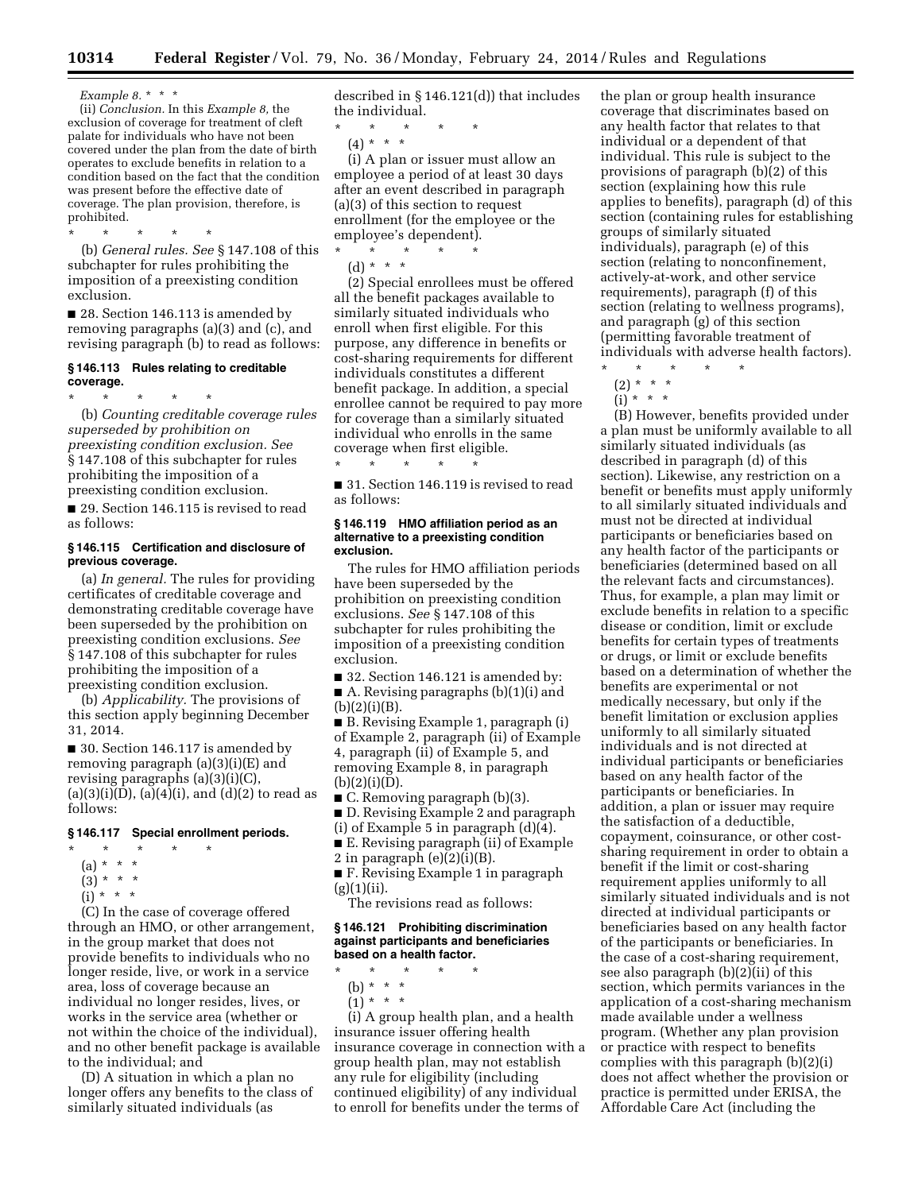*Example 8.* * * *

(ii) *Conclusion.* In this *Example 8,* the exclusion of coverage for treatment of cleft palate for individuals who have not been covered under the plan from the date of birth operates to exclude benefits in relation to a condition based on the fact that the condition was present before the effective date of coverage. The plan provision, therefore, is prohibited.

\* \* \* \* \*

(b) *General rules. See* § 147.108 of this subchapter for rules prohibiting the imposition of a preexisting condition exclusion.

■ 28. Section 146.113 is amended by removing paragraphs (a)(3) and (c), and revising paragraph (b) to read as follows:

### § 146.113 Rules relating to creditable coverage.

\* \* \* \* \*

(b) *Counting creditable coverage rules superseded by prohibition on preexisting condition exclusion. See* § 147.108 of this subchapter for rules prohibiting the imposition of a preexisting condition exclusion.

■ 29. Section 146.115 is revised to read as follows:

### § 146.115 Certification and disclosure of previous coverage.

(a) *In general.* The rules for providing certificates of creditable coverage and demonstrating creditable coverage have been superseded by the prohibition on preexisting condition exclusions. *See* § 147.108 of this subchapter for rules prohibiting the imposition of a preexisting condition exclusion.

(b) *Applicability.* The provisions of this section apply beginning December 31, 2014.

■ 30. Section 146.117 is amended by removing paragraph (a)(3)(i)(E) and revising paragraphs (a)(3)(i)(C), (a)(3)(i)(D), (a)(4)(i), and (d)(2) to read as follows:

### § 146.117 Special enrollment periods.

\* \* \* \* \*

(a) * * *

(3) * * *

(i) * * *

(C) In the case of coverage offered through an HMO, or other arrangement, in the group market that does not provide benefits to individuals who no longer reside, live, or work in a service area, loss of coverage because an individual no longer resides, lives, or works in the service area (whether or not within the choice of the individual), and no other benefit package is available to the individual; and

(D) A situation in which a plan no longer offers any benefits to the class of similarly situated individuals (as described in § 146.121(d)) that includes the individual.

\* \* \* \* \*

(4) * * *

(i) A plan or issuer must allow an employee a period of at least 30 days after an event described in paragraph (a)(3) of this section to request enrollment (for the employee or the employee's dependent).

\* \* \* \* \*

(d) * * *

(2) Special enrollees must be offered all the benefit packages available to similarly situated individuals who enroll when first eligible. For this purpose, any difference in benefits or cost-sharing requirements for different individuals constitutes a different benefit package. In addition, a special enrollee cannot be required to pay more for coverage than a similarly situated individual who enrolls in the same coverage when first eligible.

\* \* \* \* \*

■ 31. Section 146.119 is revised to read as follows:

### § 146.119 HMO affiliation period as an alternative to a preexisting condition exclusion.

The rules for HMO affiliation periods have been superseded by the prohibition on preexisting condition exclusions. *See* § 147.108 of this subchapter for rules prohibiting the imposition of a preexisting condition exclusion.

■ 32. Section 146.121 is amended by:

■ A. Revising paragraphs (b)(1)(i) and (b)(2)(i)(B).

■ B. Revising Example 1, paragraph (i) of Example 2, paragraph (ii) of Example 4, paragraph (ii) of Example 5, and removing Example 8, in paragraph (b)(2)(i)(D).

■ C. Removing paragraph (b)(3).

■ D. Revising Example 2 and paragraph (i) of Example 5 in paragraph (d)(4).

■ E. Revising paragraph (ii) of Example 2 in paragraph (e)(2)(i)(B).

■ F. Revising Example 1 in paragraph (g)(1)(ii).

The revisions read as follows:

### § 146.121 Prohibiting discrimination against participants and beneficiaries based on a health factor.

\* \* \* \* \*

(b) * * *

(1) * * *

(i) A group health plan, and a health insurance issuer offering health insurance coverage in connection with a group health plan, may not establish any rule for eligibility (including continued eligibility) of any individual to enroll for benefits under the terms of the plan or group health insurance coverage that discriminates based on any health factor that relates to that individual or a dependent of that individual. This rule is subject to the provisions of paragraph (b)(2) of this section (explaining how this rule applies to benefits), paragraph (d) of this section (containing rules for establishing groups of similarly situated individuals), paragraph (e) of this section (relating to nonconfinement, actively-at-work, and other service requirements), paragraph (f) of this section (relating to wellness programs), and paragraph (g) of this section (permitting favorable treatment of individuals with adverse health factors).

\* \* \* \* \*

(2) * * *

(i) * * *

(B) However, benefits provided under a plan must be uniformly available to all similarly situated individuals (as described in paragraph (d) of this section). Likewise, any restriction on a benefit or benefits must apply uniformly to all similarly situated individuals and must not be directed at individual participants or beneficiaries based on any health factor of the participants or beneficiaries (determined based on all the relevant facts and circumstances). Thus, for example, a plan may limit or exclude benefits in relation to a specific disease or condition, limit or exclude benefits for certain types of treatments or drugs, or limit or exclude benefits based on a determination of whether the benefits are experimental or not medically necessary, but only if the benefit limitation or exclusion applies uniformly to all similarly situated individuals and is not directed at individual participants or beneficiaries based on any health factor of the participants or beneficiaries. In addition, a plan or issuer may require the satisfaction of a deductible, copayment, coinsurance, or other cost-sharing requirement in order to obtain a benefit if the limit or cost-sharing requirement applies uniformly to all similarly situated individuals and is not directed at individual participants or beneficiaries based on any health factor of the participants or beneficiaries. In the case of a cost-sharing requirement, see also paragraph (b)(2)(ii) of this section, which permits variances in the application of a cost-sharing mechanism made available under a wellness program. (Whether any plan provision or practice with respect to benefits complies with this paragraph (b)(2)(i) does not affect whether the provision or practice is permitted under ERISA, the Affordable Care Act (including the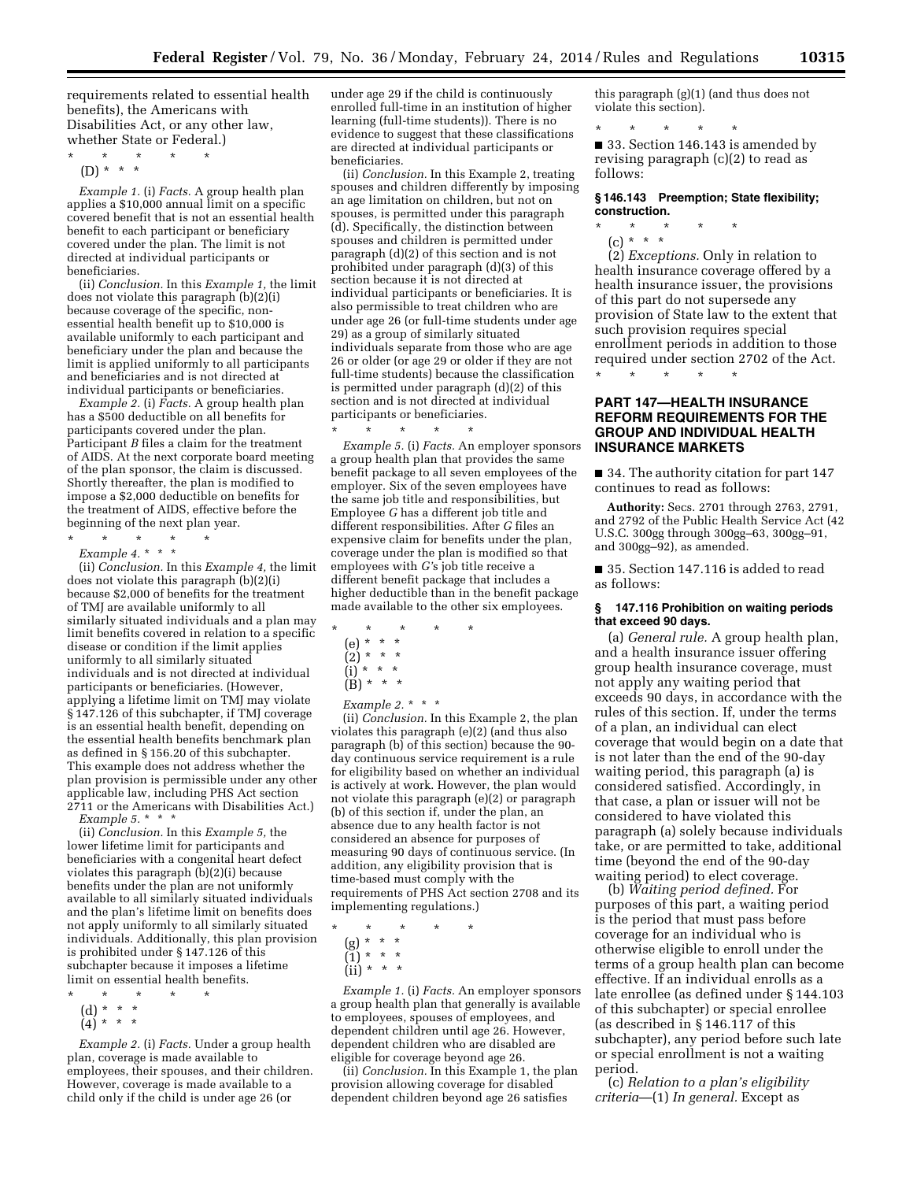requirements related to essential health benefits), the Americans with Disabilities Act, or any other law, whether State or Federal.)

\* \* \* \* \*

(D) \* \* \*

*Example 1.* (i) *Facts.* A group health plan applies a $10,000 annual limit on a specific covered benefit that is not an essential health benefit to each participant or beneficiary covered under the plan. The limit is not directed at individual participants or beneficiaries.

(ii) *Conclusion.* In this *Example 1,* the limit does not violate this paragraph (b)(2)(i) because coverage of the specific, non-essential health benefit up to $10,000 is available uniformly to each participant and beneficiary under the plan and because the limit is applied uniformly to all participants and beneficiaries and is not directed at individual participants or beneficiaries.

*Example 2.* (i) *Facts.* A group health plan has a $500 deductible on all benefits for participants covered under the plan. Participant *B* files a claim for the treatment of AIDS. At the next corporate board meeting of the plan sponsor, the claim is discussed. Shortly thereafter, the plan is modified to impose a $2,000 deductible on benefits for the treatment of AIDS, effective before the beginning of the next plan year.

\* \* \* \* \*

*Example 4.* \* \* \*

(ii) *Conclusion.* In this *Example 4,* the limit does not violate this paragraph (b)(2)(i) because $2,000 of benefits for the treatment of TMJ are available uniformly to all similarly situated individuals and a plan may limit benefits covered in relation to a specific disease or condition if the limit applies uniformly to all similarly situated individuals and is not directed at individual participants or beneficiaries. (However, applying a lifetime limit on TMJ may violate § 147.126 of this subchapter, if TMJ coverage is an essential health benefit, depending on the essential health benefits benchmark plan as defined in § 156.20 of this subchapter. This example does not address whether the plan provision is permissible under any other applicable law, including PHS Act section 2711 or the Americans with Disabilities Act.)

*Example 5.* \* \* \*

(ii) *Conclusion.* In this *Example 5,* the lower lifetime limit for participants and beneficiaries with a congenital heart defect violates this paragraph (b)(2)(i) because benefits under the plan are not uniformly available to all similarly situated individuals and the plan's lifetime limit on benefits does not apply uniformly to all similarly situated individuals. Additionally, this plan provision is prohibited under § 147.126 of this subchapter because it imposes a lifetime limit on essential health benefits.

\* \* \* \* \*

(d) \* \* \*

(4) \* \* \*

*Example 2.* (i) *Facts.* Under a group health plan, coverage is made available to employees, their spouses, and their children. However, coverage is made available to a child only if the child is under age 26 (or under age 29 if the child is continuously enrolled full-time in an institution of higher learning (full-time students)). There is no evidence to suggest that these classifications are directed at individual participants or beneficiaries.

(ii) *Conclusion.* In this Example 2, treating spouses and children differently by imposing an age limitation on children, but not on spouses, is permitted under this paragraph (d). Specifically, the distinction between spouses and children is permitted under paragraph (d)(2) of this section and is not prohibited under paragraph (d)(3) of this section because it is not directed at individual participants or beneficiaries. It is also permissible to treat children who are under age 26 (or full-time students under age 29) as a group of similarly situated individuals separate from those who are age 26 or older (or age 29 or older if they are not full-time students) because the classification is permitted under paragraph (d)(2) of this section and is not directed at individual participants or beneficiaries.

\* \* \* \* \*

*Example 5.* (i) *Facts.* An employer sponsors a group health plan that provides the same benefit package to all seven employees of the employer. Six of the seven employees have the same job title and responsibilities, but Employee *G* has a different job title and different responsibilities. After *G* files an expensive claim for benefits under the plan, coverage under the plan is modified so that employees with *G'*s job title receive a different benefit package that includes a higher deductible than in the benefit package made available to the other six employees.

\* \* \* \* \*

(e) \* \* \*

(2) \* \* \*

(i) \* \* \*

(B) \* \* \*

*Example 2.* \* \* \*

(ii) *Conclusion.* In this Example 2, the plan violates this paragraph (e)(2) (and thus also paragraph (b) of this section) because the 90-day continuous service requirement is a rule for eligibility based on whether an individual is actively at work. However, the plan would not violate this paragraph (e)(2) or paragraph (b) of this section if, under the plan, an absence due to any health factor is not considered an absence for purposes of measuring 90 days of continuous service. (In addition, any eligibility provision that is time-based must comply with the requirements of PHS Act section 2708 and its implementing regulations.)

\* \* \* \* \*

(g) \* \* \*

(1) \* \* \*

(ii) \* \* \*

*Example 1.* (i) *Facts.* An employer sponsors a group health plan that generally is available to employees, spouses of employees, and dependent children until age 26. However, dependent children who are disabled are eligible for coverage beyond age 26.

(ii) *Conclusion.* In this Example 1, the plan provision allowing coverage for disabled dependent children beyond age 26 satisfies this paragraph (g)(1) (and thus does not violate this section).

\* \* \* \* \*

■ 33. Section 146.143 is amended by revising paragraph (c)(2) to read as follows:

### § 146.143 Preemption; State flexibility; construction.

\* \* \* \* \*

(c) \* \* \*

(2) *Exceptions.* Only in relation to health insurance coverage offered by a health insurance issuer, the provisions of this part do not supersede any provision of State law to the extent that such provision requires special enrollment periods in addition to those required under section 2702 of the Act.

\* \* \* \* \*

## PART 147—HEALTH INSURANCE REFORM REQUIREMENTS FOR THE GROUP AND INDIVIDUAL HEALTH INSURANCE MARKETS

■ 34. The authority citation for part 147 continues to read as follows:

**Authority:** Secs. 2701 through 2763, 2791, and 2792 of the Public Health Service Act (42 U.S.C. 300gg through 300gg–63, 300gg–91, and 300gg–92), as amended.

■ 35. Section 147.116 is added to read as follows:

### § 147.116 Prohibition on waiting periods that exceed 90 days.

(a) *General rule.* A group health plan, and a health insurance issuer offering group health insurance coverage, must not apply any waiting period that exceeds 90 days, in accordance with the rules of this section. If, under the terms of a plan, an individual can elect coverage that would begin on a date that is not later than the end of the 90-day waiting period, this paragraph (a) is considered satisfied. Accordingly, in that case, a plan or issuer will not be considered to have violated this paragraph (a) solely because individuals take, or are permitted to take, additional time (beyond the end of the 90-day waiting period) to elect coverage.

(b) *Waiting period defined.* For purposes of this part, a waiting period is the period that must pass before coverage for an individual who is otherwise eligible to enroll under the terms of a group health plan can become effective. If an individual enrolls as a late enrollee (as defined under § 144.103 of this subchapter) or special enrollee (as described in § 146.117 of this subchapter), any period before such late or special enrollment is not a waiting period.

(c) *Relation to a plan's eligibility criteria*—(1) *In general.* Except as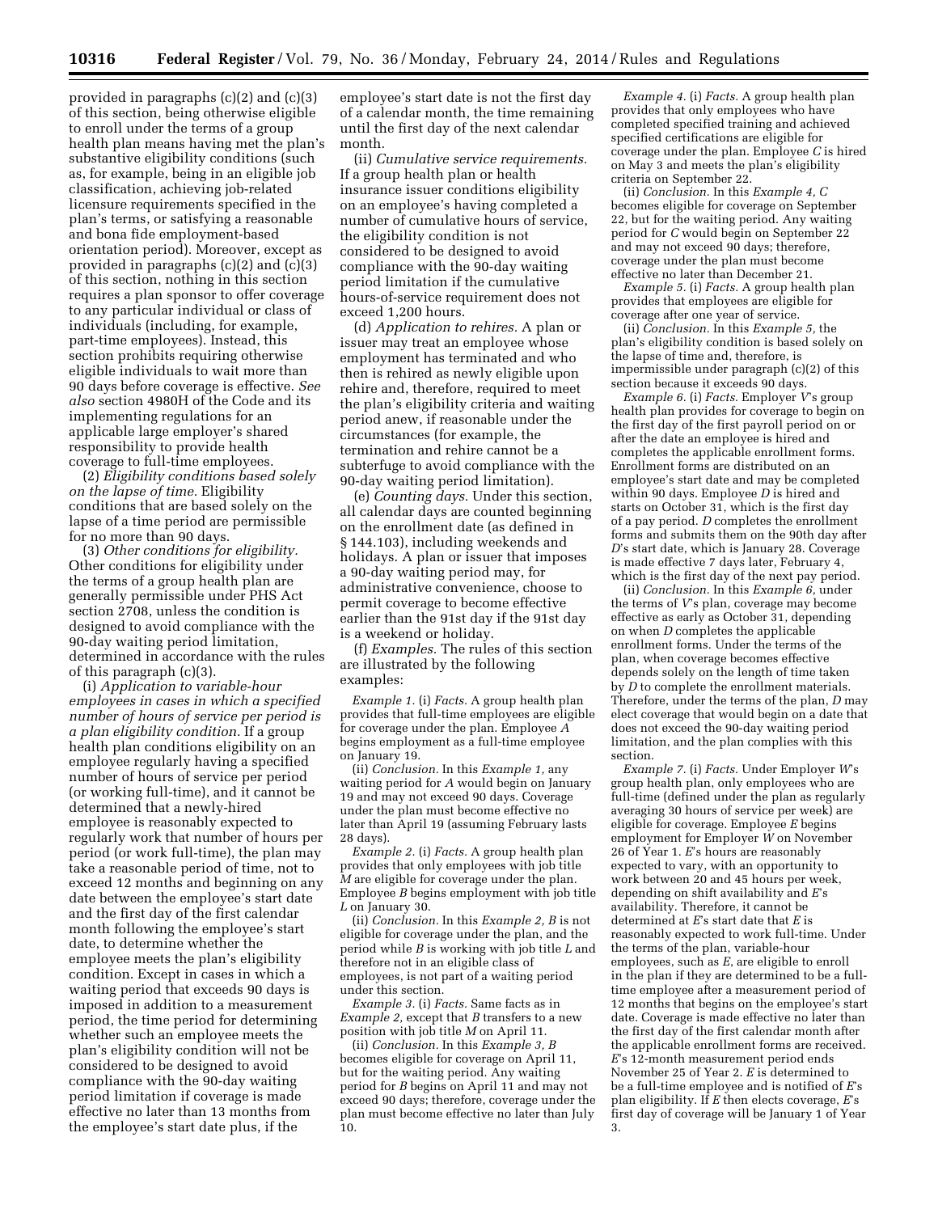provided in paragraphs (c)(2) and (c)(3) of this section, being otherwise eligible to enroll under the terms of a group health plan means having met the plan's substantive eligibility conditions (such as, for example, being in an eligible job classification, achieving job-related licensure requirements specified in the plan's terms, or satisfying a reasonable and bona fide employment-based orientation period). Moreover, except as provided in paragraphs (c)(2) and (c)(3) of this section, nothing in this section requires a plan sponsor to offer coverage to any particular individual or class of individuals (including, for example, part-time employees). Instead, this section prohibits requiring otherwise eligible individuals to wait more than 90 days before coverage is effective. *See also* section 4980H of the Code and its implementing regulations for an applicable large employer's shared responsibility to provide health coverage to full-time employees.

(2) *Eligibility conditions based solely on the lapse of time.* Eligibility conditions that are based solely on the lapse of a time period are permissible for no more than 90 days.

(3) *Other conditions for eligibility.* Other conditions for eligibility under the terms of a group health plan are generally permissible under PHS Act section 2708, unless the condition is designed to avoid compliance with the 90-day waiting period limitation, determined in accordance with the rules of this paragraph (c)(3).

(i) *Application to variable-hour employees in cases in which a specified number of hours of service per period is a plan eligibility condition.* If a group health plan conditions eligibility on an employee regularly having a specified number of hours of service per period (or working full-time), and it cannot be determined that a newly-hired employee is reasonably expected to regularly work that number of hours per period (or work full-time), the plan may take a reasonable period of time, not to exceed 12 months and beginning on any date between the employee's start date and the first day of the first calendar month following the employee's start date, to determine whether the employee meets the plan's eligibility condition. Except in cases in which a waiting period that exceeds 90 days is imposed in addition to a measurement period, the time period for determining whether such an employee meets the plan's eligibility condition will not be considered to be designed to avoid compliance with the 90-day waiting period limitation if coverage is made effective no later than 13 months from the employee's start date plus, if the employee's start date is not the first day of a calendar month, the time remaining until the first day of the next calendar month.

(ii) *Cumulative service requirements.* If a group health plan or health insurance issuer conditions eligibility on an employee's having completed a number of cumulative hours of service, the eligibility condition is not considered to be designed to avoid compliance with the 90-day waiting period limitation if the cumulative hours-of-service requirement does not exceed 1,200 hours.

(d) *Application to rehires.* A plan or issuer may treat an employee whose employment has terminated and who then is rehired as newly eligible upon rehire and, therefore, required to meet the plan's eligibility criteria and waiting period anew, if reasonable under the circumstances (for example, the termination and rehire cannot be a subterfuge to avoid compliance with the 90-day waiting period limitation).

(e) *Counting days.* Under this section, all calendar days are counted beginning on the enrollment date (as defined in § 144.103), including weekends and holidays. A plan or issuer that imposes a 90-day waiting period may, for administrative convenience, choose to permit coverage to become effective earlier than the 91st day if the 91st day is a weekend or holiday.

(f) *Examples.* The rules of this section are illustrated by the following examples:

*Example 1.* (i) *Facts.* A group health plan provides that full-time employees are eligible for coverage under the plan. Employee *A* begins employment as a full-time employee on January 19.

(ii) *Conclusion.* In this *Example 1,* any waiting period for *A* would begin on January 19 and may not exceed 90 days. Coverage under the plan must become effective no later than April 19 (assuming February lasts 28 days).

*Example 2.* (i) *Facts.* A group health plan provides that only employees with job title *M* are eligible for coverage under the plan. Employee *B* begins employment with job title *L* on January 30.

(ii) *Conclusion.* In this *Example 2, B* is not eligible for coverage under the plan, and the period while *B* is working with job title *L* and therefore not in an eligible class of employees, is not part of a waiting period under this section.

*Example 3.* (i) *Facts.* Same facts as in *Example 2,* except that *B* transfers to a new position with job title *M* on April 11.

(ii) *Conclusion.* In this *Example 3, B* becomes eligible for coverage on April 11, but for the waiting period. Any waiting period for *B* begins on April 11 and may not exceed 90 days; therefore, coverage under the plan must become effective no later than July 10.

*Example 4.* (i) *Facts.* A group health plan provides that only employees who have completed specified training and achieved specified certifications are eligible for coverage under the plan. Employee *C* is hired on May 3 and meets the plan's eligibility criteria on September 22.

(ii) *Conclusion.* In this *Example 4, C* becomes eligible for coverage on September 22, but for the waiting period. Any waiting period for *C* would begin on September 22 and may not exceed 90 days; therefore, coverage under the plan must become effective no later than December 21.

*Example 5.* (i) *Facts.* A group health plan provides that employees are eligible for coverage after one year of service.

(ii) *Conclusion.* In this *Example 5,* the plan's eligibility condition is based solely on the lapse of time and, therefore, is impermissible under paragraph (c)(2) of this section because it exceeds 90 days.

*Example 6.* (i) *Facts.* Employer *V*'s group health plan provides for coverage to begin on the first day of the first payroll period on or after the date an employee is hired and completes the applicable enrollment forms. Enrollment forms are distributed on an employee's start date and may be completed within 90 days. Employee *D* is hired and starts on October 31, which is the first day of a pay period. *D* completes the enrollment forms and submits them on the 90th day after *D*'s start date, which is January 28. Coverage is made effective 7 days later, February 4, which is the first day of the next pay period.

(ii) *Conclusion.* In this *Example 6,* under the terms of *V*'s plan, coverage may become effective as early as October 31, depending on when *D* completes the applicable enrollment forms. Under the terms of the plan, when coverage becomes effective depends solely on the length of time taken by *D* to complete the enrollment materials. Therefore, under the terms of the plan, *D* may elect coverage that would begin on a date that does not exceed the 90-day waiting period limitation, and the plan complies with this section.

*Example 7.* (i) *Facts.* Under Employer *W*'s group health plan, only employees who are full-time (defined under the plan as regularly averaging 30 hours of service per week) are eligible for coverage. Employee *E* begins employment for Employer *W* on November 26 of Year 1. *E*'s hours are reasonably expected to vary, with an opportunity to work between 20 and 45 hours per week, depending on shift availability and *E*'s availability. Therefore, it cannot be determined at *E*'s start date that *E* is reasonably expected to work full-time. Under the terms of the plan, variable-hour employees, such as *E*, are eligible to enroll in the plan if they are determined to be a full-time employee after a measurement period of 12 months that begins on the employee's start date. Coverage is made effective no later than the first day of the first calendar month after the applicable enrollment forms are received. *E*'s 12-month measurement period ends November 25 of Year 2. *E* is determined to be a full-time employee and is notified of *E*'s plan eligibility. If *E* then elects coverage, *E*'s first day of coverage will be January 1 of Year 3.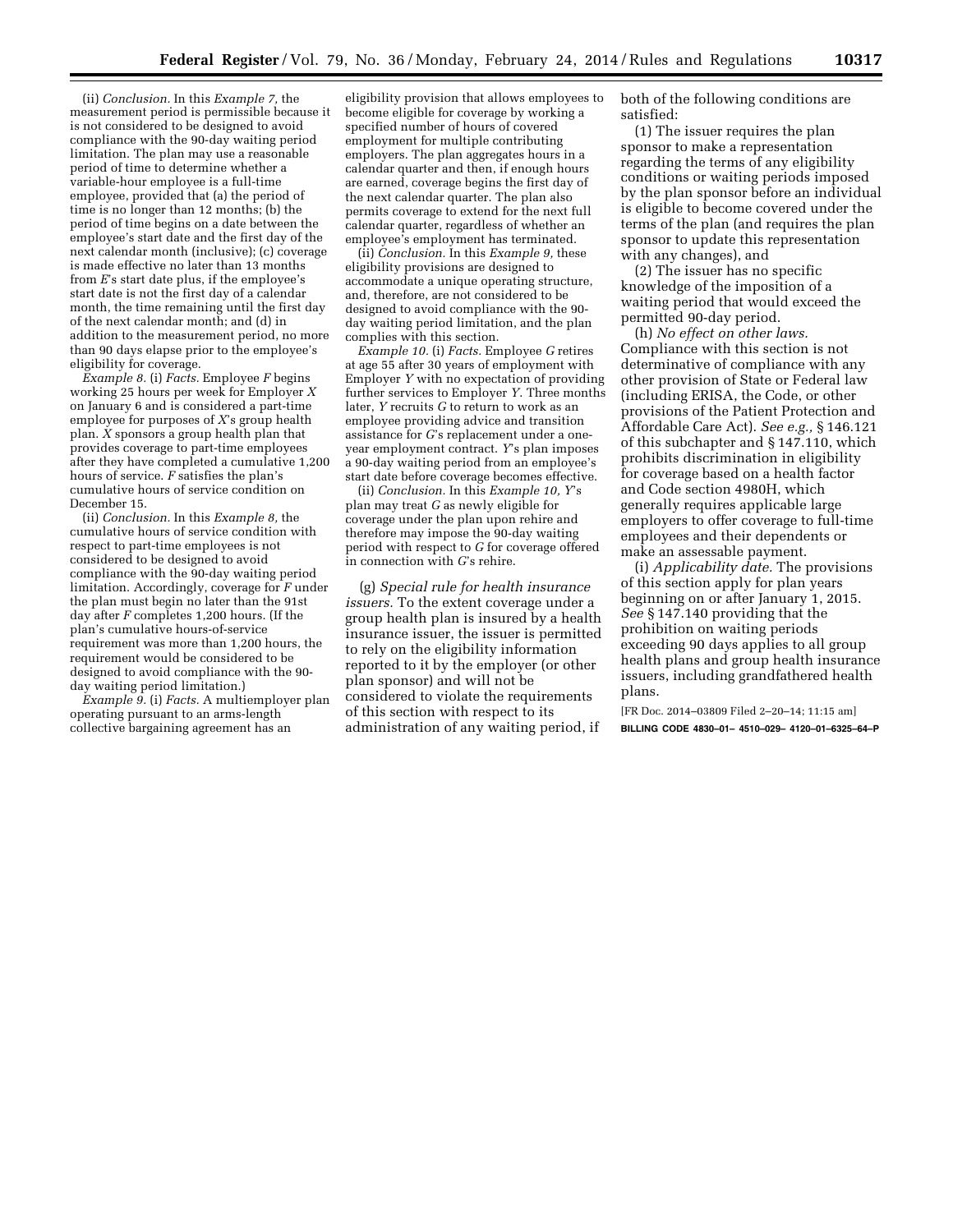(ii) *Conclusion.* In this *Example 7,* the measurement period is permissible because it is not considered to be designed to avoid compliance with the 90-day waiting period limitation. The plan may use a reasonable period of time to determine whether a variable-hour employee is a full-time employee, provided that (a) the period of time is no longer than 12 months; (b) the period of time begins on a date between the employee's start date and the first day of the next calendar month (inclusive); (c) coverage is made effective no later than 13 months from *E*'s start date plus, if the employee's start date is not the first day of a calendar month, the time remaining until the first day of the next calendar month; and (d) in addition to the measurement period, no more than 90 days elapse prior to the employee's eligibility for coverage.

*Example 8.* (i) *Facts.* Employee *F* begins working 25 hours per week for Employer *X* on January 6 and is considered a part-time employee for purposes of *X*'s group health plan. *X* sponsors a group health plan that provides coverage to part-time employees after they have completed a cumulative 1,200 hours of service. *F* satisfies the plan's cumulative hours of service condition on December 15.

(ii) *Conclusion.* In this *Example 8,* the cumulative hours of service condition with respect to part-time employees is not considered to be designed to avoid compliance with the 90-day waiting period limitation. Accordingly, coverage for *F* under the plan must begin no later than the 91st day after *F* completes 1,200 hours. (If the plan's cumulative hours-of-service requirement was more than 1,200 hours, the requirement would be considered to be designed to avoid compliance with the 90-day waiting period limitation.)

*Example 9.* (i) *Facts.* A multiemployer plan operating pursuant to an arms-length collective bargaining agreement has an eligibility provision that allows employees to become eligible for coverage by working a specified number of hours of covered employment for multiple contributing employers. The plan aggregates hours in a calendar quarter and then, if enough hours are earned, coverage begins the first day of the next calendar quarter. The plan also permits coverage to extend for the next full calendar quarter, regardless of whether an employee's employment has terminated.

(ii) *Conclusion.* In this *Example 9,* these eligibility provisions are designed to accommodate a unique operating structure, and, therefore, are not considered to be designed to avoid compliance with the 90-day waiting period limitation, and the plan complies with this section.

*Example 10.* (i) *Facts.* Employee *G* retires at age 55 after 30 years of employment with Employer *Y* with no expectation of providing further services to Employer *Y*. Three months later, *Y* recruits *G* to return to work as an employee providing advice and transition assistance for *G*'s replacement under a one-year employment contract. *Y*'s plan imposes a 90-day waiting period from an employee's start date before coverage becomes effective.

(ii) *Conclusion.* In this *Example 10, Y*'s plan may treat *G* as newly eligible for coverage under the plan upon rehire and therefore may impose the 90-day waiting period with respect to *G* for coverage offered in connection with *G*'s rehire.

(g) *Special rule for health insurance issuers.* To the extent coverage under a group health plan is insured by a health insurance issuer, the issuer is permitted to rely on the eligibility information reported to it by the employer (or other plan sponsor) and will not be considered to violate the requirements of this section with respect to its administration of any waiting period, if both of the following conditions are satisfied:

(1) The issuer requires the plan sponsor to make a representation regarding the terms of any eligibility conditions or waiting periods imposed by the plan sponsor before an individual is eligible to become covered under the terms of the plan (and requires the plan sponsor to update this representation with any changes), and

(2) The issuer has no specific knowledge of the imposition of a waiting period that would exceed the permitted 90-day period.

(h) *No effect on other laws.* Compliance with this section is not determinative of compliance with any other provision of State or Federal law (including ERISA, the Code, or other provisions of the Patient Protection and Affordable Care Act). *See e.g.,* § 146.121 of this subchapter and § 147.110, which prohibits discrimination in eligibility for coverage based on a health factor and Code section 4980H, which generally requires applicable large employers to offer coverage to full-time employees and their dependents or make an assessable payment.

(i) *Applicability date.* The provisions of this section apply for plan years beginning on or after January 1, 2015. *See* § 147.140 providing that the prohibition on waiting periods exceeding 90 days applies to all group health plans and group health insurance issuers, including grandfathered health plans.

[FR Doc. 2014–03809 Filed 2–20–14; 11:15 am]

**BILLING CODE 4830–01– 4510–029– 4120–01–6325–64–P**